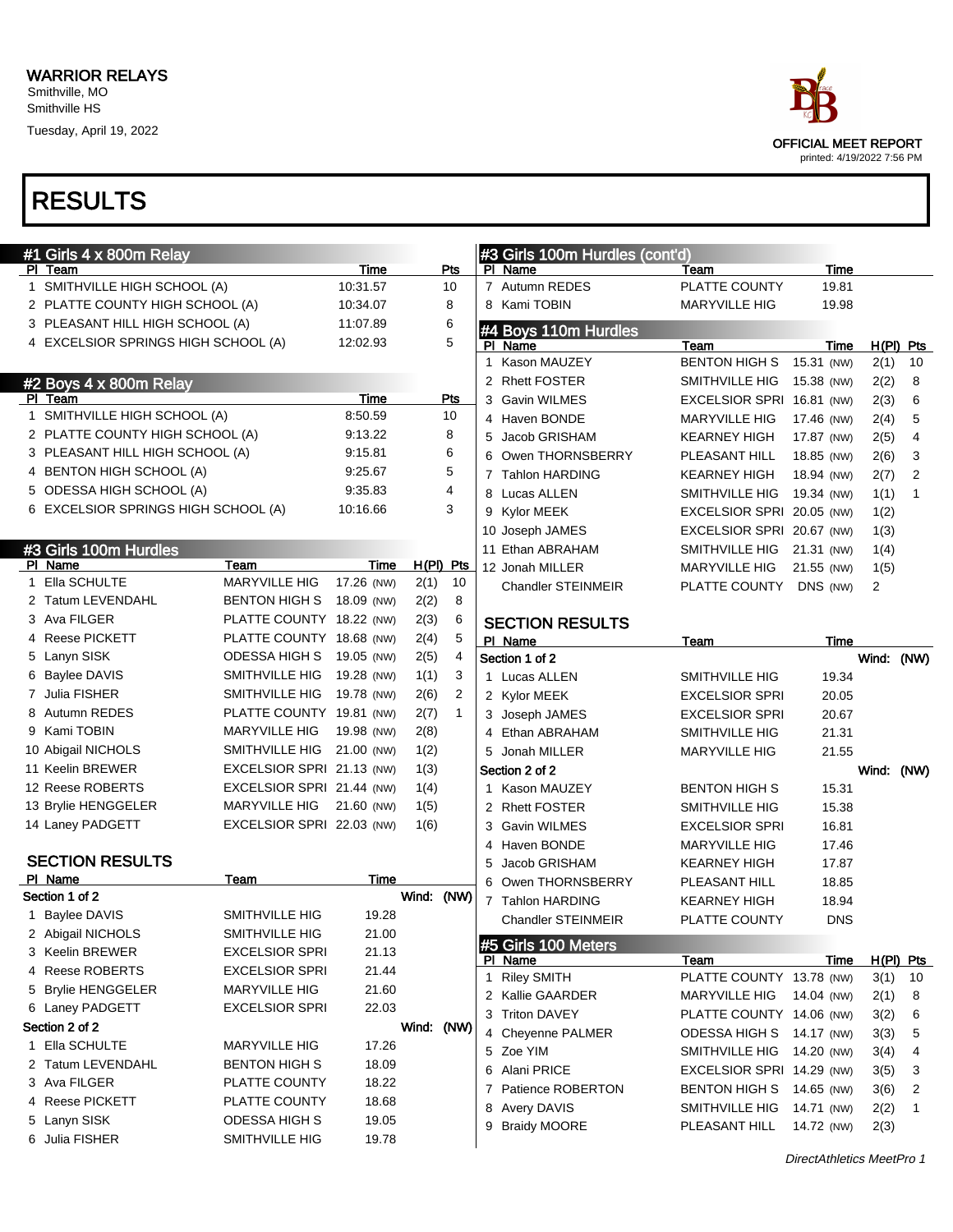# WARRIOR RELAYS

Smithville, MO
Smithville HS

Tuesday, April 19, 2022

OFFICIAL MEET REPORT
printed: 4/19/2022 7:56 PM

# RESULTS

## #1 Girls 4 x 800m Relay

| Pl | Team | Time | Pts |
|---|---|---|---|
| 1 | SMITHVILLE HIGH SCHOOL (A) | 10:31.57 | 10 |
| 2 | PLATTE COUNTY HIGH SCHOOL (A) | 10:34.07 | 8 |
| 3 | PLEASANT HILL HIGH SCHOOL (A) | 11:07.89 | 6 |
| 4 | EXCELSIOR SPRINGS HIGH SCHOOL (A) | 12:02.93 | 5 |

## #2 Boys 4 x 800m Relay

| Pl | Team | Time | Pts |
|---|---|---|---|
| 1 | SMITHVILLE HIGH SCHOOL (A) | 8:50.59 | 10 |
| 2 | PLATTE COUNTY HIGH SCHOOL (A) | 9:13.22 | 8 |
| 3 | PLEASANT HILL HIGH SCHOOL (A) | 9:15.81 | 6 |
| 4 | BENTON HIGH SCHOOL (A) | 9:25.67 | 5 |
| 5 | ODESSA HIGH SCHOOL (A) | 9:35.83 | 4 |
| 6 | EXCELSIOR SPRINGS HIGH SCHOOL (A) | 10:16.66 | 3 |

## #3 Girls 100m Hurdles

| Pl | Name | Team | Time | H(Pl) | Pts |
|---|---|---|---|---|---|
| 1 | Ella SCHULTE | MARYVILLE HIG | 17.26 (NW) | 2(1) | 10 |
| 2 | Tatum LEVENDAHL | BENTON HIGH S | 18.09 (NW) | 2(2) | 8 |
| 3 | Ava FILGER | PLATTE COUNTY | 18.22 (NW) | 2(3) | 6 |
| 4 | Reese PICKETT | PLATTE COUNTY | 18.68 (NW) | 2(4) | 5 |
| 5 | Lanyn SISK | ODESSA HIGH S | 19.05 (NW) | 2(5) | 4 |
| 6 | Baylee DAVIS | SMITHVILLE HIG | 19.28 (NW) | 1(1) | 3 |
| 7 | Julia FISHER | SMITHVILLE HIG | 19.78 (NW) | 2(6) | 2 |
| 8 | Autumn REDES | PLATTE COUNTY | 19.81 (NW) | 2(7) | 1 |
| 9 | Kami TOBIN | MARYVILLE HIG | 19.98 (NW) | 2(8) | |
| 10 | Abigail NICHOLS | SMITHVILLE HIG | 21.00 (NW) | 1(2) | |
| 11 | Keelin BREWER | EXCELSIOR SPRI | 21.13 (NW) | 1(3) | |
| 12 | Reese ROBERTS | EXCELSIOR SPRI | 21.44 (NW) | 1(4) | |
| 13 | Brylie HENGGELER | MARYVILLE HIG | 21.60 (NW) | 1(5) | |
| 14 | Laney PADGETT | EXCELSIOR SPRI | 22.03 (NW) | 1(6) | |

### SECTION RESULTS

| Pl | Name | Team | Time |
|---|---|---|---|
| **Section 1 of 2** | | | Wind: (NW) |
| 1 | Baylee DAVIS | SMITHVILLE HIG | 19.28 |
| 2 | Abigail NICHOLS | SMITHVILLE HIG | 21.00 |
| 3 | Keelin BREWER | EXCELSIOR SPRI | 21.13 |
| 4 | Reese ROBERTS | EXCELSIOR SPRI | 21.44 |
| 5 | Brylie HENGGELER | MARYVILLE HIG | 21.60 |
| 6 | Laney PADGETT | EXCELSIOR SPRI | 22.03 |
| **Section 2 of 2** | | | Wind: (NW) |
| 1 | Ella SCHULTE | MARYVILLE HIG | 17.26 |
| 2 | Tatum LEVENDAHL | BENTON HIGH S | 18.09 |
| 3 | Ava FILGER | PLATTE COUNTY | 18.22 |
| 4 | Reese PICKETT | PLATTE COUNTY | 18.68 |
| 5 | Lanyn SISK | ODESSA HIGH S | 19.05 |
| 6 | Julia FISHER | SMITHVILLE HIG | 19.78 |
| 7 | Autumn REDES | PLATTE COUNTY | 19.81 |
| 8 | Kami TOBIN | MARYVILLE HIG | 19.98 |

## #4 Boys 110m Hurdles

| Pl | Name | Team | Time | H(Pl) | Pts |
|---|---|---|---|---|---|
| 1 | Kason MAUZEY | BENTON HIGH S | 15.31 (NW) | 2(1) | 10 |
| 2 | Rhett FOSTER | SMITHVILLE HIG | 15.38 (NW) | 2(2) | 8 |
| 3 | Gavin WILMES | EXCELSIOR SPRI | 16.81 (NW) | 2(3) | 6 |
| 4 | Haven BONDE | MARYVILLE HIG | 17.46 (NW) | 2(4) | 5 |
| 5 | Jacob GRISHAM | KEARNEY HIGH | 17.87 (NW) | 2(5) | 4 |
| 6 | Owen THORNSBERRY | PLEASANT HILL | 18.85 (NW) | 2(6) | 3 |
| 7 | Tahlon HARDING | KEARNEY HIGH | 18.94 (NW) | 2(7) | 2 |
| 8 | Lucas ALLEN | SMITHVILLE HIG | 19.34 (NW) | 1(1) | 1 |
| 9 | Kylor MEEK | EXCELSIOR SPRI | 20.05 (NW) | 1(2) | |
| 10 | Joseph JAMES | EXCELSIOR SPRI | 20.67 (NW) | 1(3) | |
| 11 | Ethan ABRAHAM | SMITHVILLE HIG | 21.31 (NW) | 1(4) | |
| 12 | Jonah MILLER | MARYVILLE HIG | 21.55 (NW) | 1(5) | |
| | Chandler STEINMEIR | PLATTE COUNTY | DNS (NW) | 2 | |

### SECTION RESULTS

| Pl | Name | Team | Time |
|---|---|---|---|
| **Section 1 of 2** | | | Wind: (NW) |
| 1 | Lucas ALLEN | SMITHVILLE HIG | 19.34 |
| 2 | Kylor MEEK | EXCELSIOR SPRI | 20.05 |
| 3 | Joseph JAMES | EXCELSIOR SPRI | 20.67 |
| 4 | Ethan ABRAHAM | SMITHVILLE HIG | 21.31 |
| 5 | Jonah MILLER | MARYVILLE HIG | 21.55 |
| **Section 2 of 2** | | | Wind: (NW) |
| 1 | Kason MAUZEY | BENTON HIGH S | 15.31 |
| 2 | Rhett FOSTER | SMITHVILLE HIG | 15.38 |
| 3 | Gavin WILMES | EXCELSIOR SPRI | 16.81 |
| 4 | Haven BONDE | MARYVILLE HIG | 17.46 |
| 5 | Jacob GRISHAM | KEARNEY HIGH | 17.87 |
| 6 | Owen THORNSBERRY | PLEASANT HILL | 18.85 |
| 7 | Tahlon HARDING | KEARNEY HIGH | 18.94 |
| | Chandler STEINMEIR | PLATTE COUNTY | DNS |

## #5 Girls 100 Meters

| Pl | Name | Team | Time | H(Pl) | Pts |
|---|---|---|---|---|---|
| 1 | Riley SMITH | PLATTE COUNTY | 13.78 (NW) | 3(1) | 10 |
| 2 | Kallie GAARDER | MARYVILLE HIG | 14.04 (NW) | 2(1) | 8 |
| 3 | Triton DAVEY | PLATTE COUNTY | 14.06 (NW) | 3(2) | 6 |
| 4 | Cheyenne PALMER | ODESSA HIGH S | 14.17 (NW) | 3(3) | 5 |
| 5 | Zoe YIM | SMITHVILLE HIG | 14.20 (NW) | 3(4) | 4 |
| 6 | Alani PRICE | EXCELSIOR SPRI | 14.29 (NW) | 3(5) | 3 |
| 7 | Patience ROBERTON | BENTON HIGH S | 14.65 (NW) | 3(6) | 2 |
| 8 | Avery DAVIS | SMITHVILLE HIG | 14.71 (NW) | 2(2) | 1 |
| 9 | Braidy MOORE | PLEASANT HILL | 14.72 (NW) | 2(3) | |

DirectAthletics MeetPro 1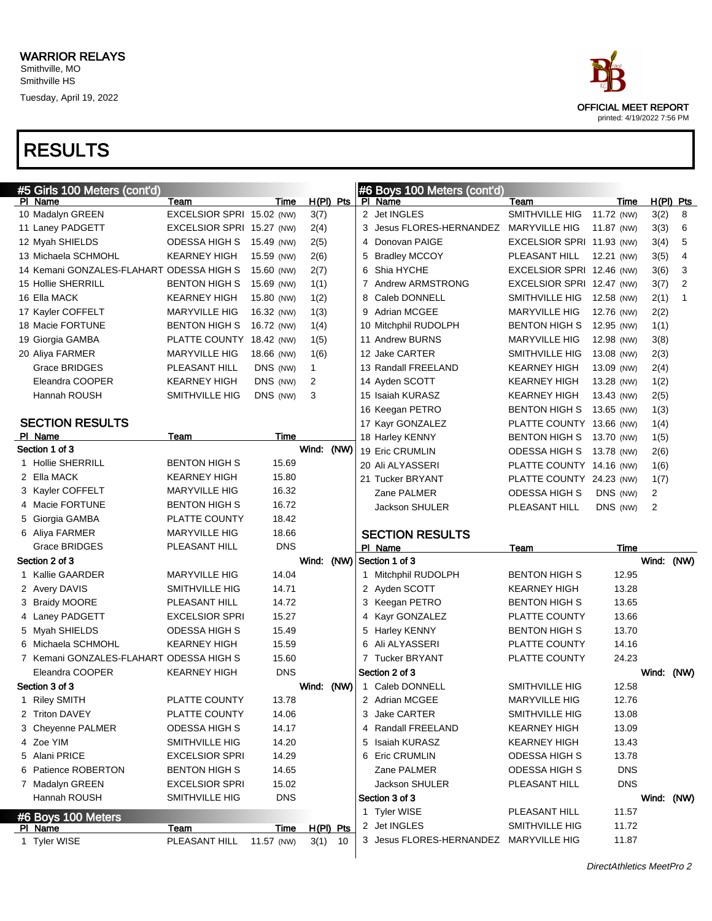WARRIOR RELAYS
Smithville, MO
Smithville HS
Tuesday, April 19, 2022

OFFICIAL MEET REPORT
printed: 4/19/2022 7:56 PM

# RESULTS

## #5 Girls 100 Meters (cont'd)

| Pl | Name | Team | Time | H(Pl) | Pts |
|---|---|---|---|---|---|
| 10 | Madalyn GREEN | EXCELSIOR SPRI | 15.02 (NW) | 3(7) | |
| 11 | Laney PADGETT | EXCELSIOR SPRI | 15.27 (NW) | 2(4) | |
| 12 | Myah SHIELDS | ODESSA HIGH S | 15.49 (NW) | 2(5) | |
| 13 | Michaela SCHMOHL | KEARNEY HIGH | 15.59 (NW) | 2(6) | |
| 14 | Kemani GONZALES-FLAHART | ODESSA HIGH S | 15.60 (NW) | 2(7) | |
| 15 | Hollie SHERRILL | BENTON HIGH S | 15.69 (NW) | 1(1) | |
| 16 | Ella MACK | KEARNEY HIGH | 15.80 (NW) | 1(2) | |
| 17 | Kayler COFFELT | MARYVILLE HIG | 16.32 (NW) | 1(3) | |
| 18 | Macie FORTUNE | BENTON HIGH S | 16.72 (NW) | 1(4) | |
| 19 | Giorgia GAMBA | PLATTE COUNTY | 18.42 (NW) | 1(5) | |
| 20 | Aliya FARMER | MARYVILLE HIG | 18.66 (NW) | 1(6) | |
| | Grace BRIDGES | PLEASANT HILL | DNS (NW) | 1 | |
| | Eleandra COOPER | KEARNEY HIGH | DNS (NW) | 2 | |
| | Hannah ROUSH | SMITHVILLE HIG | DNS (NW) | 3 | |

### SECTION RESULTS

| Pl | Name | Team | Time |
|---|---|---|---|
| **Section 1 of 3** | | | Wind: (NW) |
| 1 | Hollie SHERRILL | BENTON HIGH S | 15.69 |
| 2 | Ella MACK | KEARNEY HIGH | 15.80 |
| 3 | Kayler COFFELT | MARYVILLE HIG | 16.32 |
| 4 | Macie FORTUNE | BENTON HIGH S | 16.72 |
| 5 | Giorgia GAMBA | PLATTE COUNTY | 18.42 |
| 6 | Aliya FARMER | MARYVILLE HIG | 18.66 |
| | Grace BRIDGES | PLEASANT HILL | DNS |
| **Section 2 of 3** | | | Wind: (NW) |
| 1 | Kallie GAARDER | MARYVILLE HIG | 14.04 |
| 2 | Avery DAVIS | SMITHVILLE HIG | 14.71 |
| 3 | Braidy MOORE | PLEASANT HILL | 14.72 |
| 4 | Laney PADGETT | EXCELSIOR SPRI | 15.27 |
| 5 | Myah SHIELDS | ODESSA HIGH S | 15.49 |
| 6 | Michaela SCHMOHL | KEARNEY HIGH | 15.59 |
| 7 | Kemani GONZALES-FLAHART | ODESSA HIGH S | 15.60 |
| | Eleandra COOPER | KEARNEY HIGH | DNS |
| **Section 3 of 3** | | | Wind: (NW) |
| 1 | Riley SMITH | PLATTE COUNTY | 13.78 |
| 2 | Triton DAVEY | PLATTE COUNTY | 14.06 |
| 3 | Cheyenne PALMER | ODESSA HIGH S | 14.17 |
| 4 | Zoe YIM | SMITHVILLE HIG | 14.20 |
| 5 | Alani PRICE | EXCELSIOR SPRI | 14.29 |
| 6 | Patience ROBERTON | BENTON HIGH S | 14.65 |
| 7 | Madalyn GREEN | EXCELSIOR SPRI | 15.02 |
| | Hannah ROUSH | SMITHVILLE HIG | DNS |

## #6 Boys 100 Meters

| Pl | Name | Team | Time | H(Pl) | Pts |
|---|---|---|---|---|---|
| 1 | Tyler WISE | PLEASANT HILL | 11.57 (NW) | 3(1) | 10 |
| 2 | Jet INGLES | SMITHVILLE HIG | 11.72 (NW) | 3(2) | 8 |
| 3 | Jesus FLORES-HERNANDEZ | MARYVILLE HIG | 11.87 (NW) | 3(3) | 6 |
| 4 | Donovan PAIGE | EXCELSIOR SPRI | 11.93 (NW) | 3(4) | 5 |
| 5 | Bradley MCCOY | PLEASANT HILL | 12.21 (NW) | 3(5) | 4 |
| 6 | Shia HYCHE | EXCELSIOR SPRI | 12.46 (NW) | 3(6) | 3 |
| 7 | Andrew ARMSTRONG | EXCELSIOR SPRI | 12.47 (NW) | 3(7) | 2 |
| 8 | Caleb DONNELL | SMITHVILLE HIG | 12.58 (NW) | 2(1) | 1 |
| 9 | Adrian MCGEE | MARYVILLE HIG | 12.76 (NW) | 2(2) | |
| 10 | Mitchphil RUDOLPH | BENTON HIGH S | 12.95 (NW) | 1(1) | |
| 11 | Andrew BURNS | MARYVILLE HIG | 12.98 (NW) | 3(8) | |
| 12 | Jake CARTER | SMITHVILLE HIG | 13.08 (NW) | 2(3) | |
| 13 | Randall FREELAND | KEARNEY HIGH | 13.09 (NW) | 2(4) | |
| 14 | Ayden SCOTT | KEARNEY HIGH | 13.28 (NW) | 1(2) | |
| 15 | Isaiah KURASZ | KEARNEY HIGH | 13.43 (NW) | 2(5) | |
| 16 | Keegan PETRO | BENTON HIGH S | 13.65 (NW) | 1(3) | |
| 17 | Kayr GONZALEZ | PLATTE COUNTY | 13.66 (NW) | 1(4) | |
| 18 | Harley KENNY | BENTON HIGH S | 13.70 (NW) | 1(5) | |
| 19 | Eric CRUMLIN | ODESSA HIGH S | 13.78 (NW) | 2(6) | |
| 20 | Ali ALYASSERI | PLATTE COUNTY | 14.16 (NW) | 1(6) | |
| 21 | Tucker BRYANT | PLATTE COUNTY | 24.23 (NW) | 1(7) | |
| | Zane PALMER | ODESSA HIGH S | DNS (NW) | 2 | |
| | Jackson SHULER | PLEASANT HILL | DNS (NW) | 2 | |

### SECTION RESULTS

| Pl | Name | Team | Time |
|---|---|---|---|
| **Section 1 of 3** | | | Wind: (NW) |
| 1 | Mitchphil RUDOLPH | BENTON HIGH S | 12.95 |
| 2 | Ayden SCOTT | KEARNEY HIGH | 13.28 |
| 3 | Keegan PETRO | BENTON HIGH S | 13.65 |
| 4 | Kayr GONZALEZ | PLATTE COUNTY | 13.66 |
| 5 | Harley KENNY | BENTON HIGH S | 13.70 |
| 6 | Ali ALYASSERI | PLATTE COUNTY | 14.16 |
| 7 | Tucker BRYANT | PLATTE COUNTY | 24.23 |
| **Section 2 of 3** | | | Wind: (NW) |
| 1 | Caleb DONNELL | SMITHVILLE HIG | 12.58 |
| 2 | Adrian MCGEE | MARYVILLE HIG | 12.76 |
| 3 | Jake CARTER | SMITHVILLE HIG | 13.08 |
| 4 | Randall FREELAND | KEARNEY HIGH | 13.09 |
| 5 | Isaiah KURASZ | KEARNEY HIGH | 13.43 |
| 6 | Eric CRUMLIN | ODESSA HIGH S | 13.78 |
| | Zane PALMER | ODESSA HIGH S | DNS |
| | Jackson SHULER | PLEASANT HILL | DNS |
| **Section 3 of 3** | | | Wind: (NW) |
| 1 | Tyler WISE | PLEASANT HILL | 11.57 |
| 2 | Jet INGLES | SMITHVILLE HIG | 11.72 |
| 3 | Jesus FLORES-HERNANDEZ | MARYVILLE HIG | 11.87 |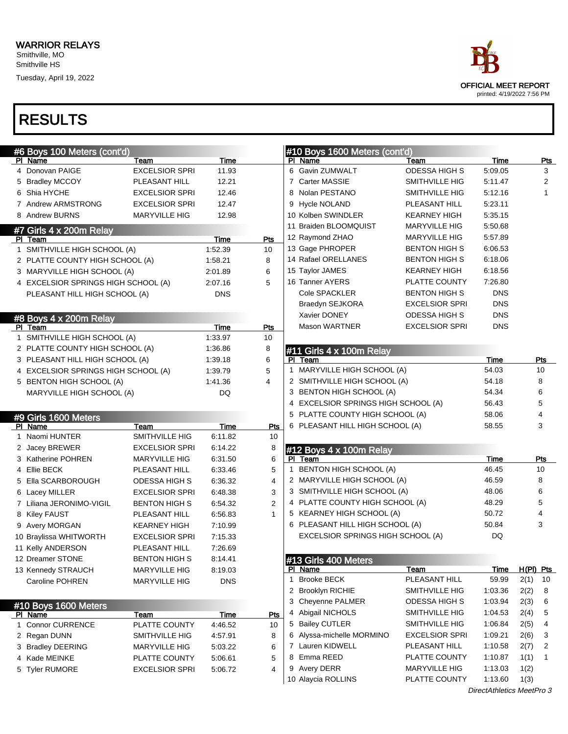# WARRIOR RELAYS

Smithville, MO
Smithville HS
Tuesday, April 19, 2022

OFFICIAL MEET REPORT
printed: 4/19/2022 7:56 PM

# RESULTS

### #6 Boys 100 Meters (cont'd)

| Pl | Name | Team | Time |
|---|---|---|---|
| 4 | Donovan PAIGE | EXCELSIOR SPRI | 11.93 |
| 5 | Bradley MCCOY | PLEASANT HILL | 12.21 |
| 6 | Shia HYCHE | EXCELSIOR SPRI | 12.46 |
| 7 | Andrew ARMSTRONG | EXCELSIOR SPRI | 12.47 |
| 8 | Andrew BURNS | MARYVILLE HIG | 12.98 |

### #7 Girls 4 x 200m Relay

| Pl | Team | Time | Pts |
|---|---|---|---|
| 1 | SMITHVILLE HIGH SCHOOL (A) | 1:52.39 | 10 |
| 2 | PLATTE COUNTY HIGH SCHOOL (A) | 1:58.21 | 8 |
| 3 | MARYVILLE HIGH SCHOOL (A) | 2:01.89 | 6 |
| 4 | EXCELSIOR SPRINGS HIGH SCHOOL (A) | 2:07.16 | 5 |
| | PLEASANT HILL HIGH SCHOOL (A) | DNS | |

### #8 Boys 4 x 200m Relay

| Pl | Team | Time | Pts |
|---|---|---|---|
| 1 | SMITHVILLE HIGH SCHOOL (A) | 1:33.97 | 10 |
| 2 | PLATTE COUNTY HIGH SCHOOL (A) | 1:36.86 | 8 |
| 3 | PLEASANT HILL HIGH SCHOOL (A) | 1:39.18 | 6 |
| 4 | EXCELSIOR SPRINGS HIGH SCHOOL (A) | 1:39.79 | 5 |
| 5 | BENTON HIGH SCHOOL (A) | 1:41.36 | 4 |
| | MARYVILLE HIGH SCHOOL (A) | DQ | |

### #9 Girls 1600 Meters

| Pl | Name | Team | Time | Pts |
|---|---|---|---|---|
| 1 | Naomi HUNTER | SMITHVILLE HIG | 6:11.82 | 10 |
| 2 | Jacey BREWER | EXCELSIOR SPRI | 6:14.22 | 8 |
| 3 | Katherine POHREN | MARYVILLE HIG | 6:31.50 | 6 |
| 4 | Ellie BECK | PLEASANT HILL | 6:33.46 | 5 |
| 5 | Ella SCARBOROUGH | ODESSA HIGH S | 6:36.32 | 4 |
| 6 | Lacey MILLER | EXCELSIOR SPRI | 6:48.38 | 3 |
| 7 | Liliana JERONIMO-VIGIL | BENTON HIGH S | 6:54.32 | 2 |
| 8 | Kiley FAUST | PLEASANT HILL | 6:56.83 | 1 |
| 9 | Avery MORGAN | KEARNEY HIGH | 7:10.99 | |
| 10 | Braylissa WHITWORTH | EXCELSIOR SPRI | 7:15.33 | |
| 11 | Kelly ANDERSON | PLEASANT HILL | 7:26.69 | |
| 12 | Dreamer STONE | BENTON HIGH S | 8:14.41 | |
| 13 | Kennedy STRAUCH | MARYVILLE HIG | 8:19.03 | |
| | Caroline POHREN | MARYVILLE HIG | DNS | |

### #10 Boys 1600 Meters

| Pl | Name | Team | Time | Pts |
|---|---|---|---|---|
| 1 | Connor CURRENCE | PLATTE COUNTY | 4:46.52 | 10 |
| 2 | Regan DUNN | SMITHVILLE HIG | 4:57.91 | 8 |
| 3 | Bradley DEERING | MARYVILLE HIG | 5:03.22 | 6 |
| 4 | Kade MEINKE | PLATTE COUNTY | 5:06.61 | 5 |
| 5 | Tyler RUMORE | EXCELSIOR SPRI | 5:06.72 | 4 |
| 6 | Gavin ZUMWALT | ODESSA HIGH S | 5:09.05 | 3 |
| 7 | Carter MASSIE | SMITHVILLE HIG | 5:11.47 | 2 |
| 8 | Nolan PESTANO | SMITHVILLE HIG | 5:12.16 | 1 |
| 9 | Hycle NOLAND | PLEASANT HILL | 5:23.11 | |
| 10 | Kolben SWINDLER | KEARNEY HIGH | 5:35.15 | |
| 11 | Braiden BLOOMQUIST | MARYVILLE HIG | 5:50.68 | |
| 12 | Raymond ZHAO | MARYVILLE HIG | 5:57.89 | |
| 13 | Gage PHROPER | BENTON HIGH S | 6:06.53 | |
| 14 | Rafael ORELLANES | BENTON HIGH S | 6:18.06 | |
| 15 | Taylor JAMES | KEARNEY HIGH | 6:18.56 | |
| 16 | Tanner AYERS | PLATTE COUNTY | 7:26.80 | |
| | Cole SPACKLER | BENTON HIGH S | DNS | |
| | Braedyn SEJKORA | EXCELSIOR SPRI | DNS | |
| | Xavier DONEY | ODESSA HIGH S | DNS | |
| | Mason WARTNER | EXCELSIOR SPRI | DNS | |

### #11 Girls 4 x 100m Relay

| Pl | Team | Time | Pts |
|---|---|---|---|
| 1 | MARYVILLE HIGH SCHOOL (A) | 54.03 | 10 |
| 2 | SMITHVILLE HIGH SCHOOL (A) | 54.18 | 8 |
| 3 | BENTON HIGH SCHOOL (A) | 54.34 | 6 |
| 4 | EXCELSIOR SPRINGS HIGH SCHOOL (A) | 56.43 | 5 |
| 5 | PLATTE COUNTY HIGH SCHOOL (A) | 58.06 | 4 |
| 6 | PLEASANT HILL HIGH SCHOOL (A) | 58.55 | 3 |

### #12 Boys 4 x 100m Relay

| Pl | Team | Time | Pts |
|---|---|---|---|
| 1 | BENTON HIGH SCHOOL (A) | 46.45 | 10 |
| 2 | MARYVILLE HIGH SCHOOL (A) | 46.59 | 8 |
| 3 | SMITHVILLE HIGH SCHOOL (A) | 48.06 | 6 |
| 4 | PLATTE COUNTY HIGH SCHOOL (A) | 48.29 | 5 |
| 5 | KEARNEY HIGH SCHOOL (A) | 50.72 | 4 |
| 6 | PLEASANT HILL HIGH SCHOOL (A) | 50.84 | 3 |
| | EXCELSIOR SPRINGS HIGH SCHOOL (A) | DQ | |

### #13 Girls 400 Meters

| Pl | Name | Team | Time | H(Pl) | Pts |
|---|---|---|---|---|---|
| 1 | Brooke BECK | PLEASANT HILL | 59.99 | 2(1) | 10 |
| 2 | Brooklyn RICHIE | SMITHVILLE HIG | 1:03.36 | 2(2) | 8 |
| 3 | Cheyenne PALMER | ODESSA HIGH S | 1:03.94 | 2(3) | 6 |
| 4 | Abigail NICHOLS | SMITHVILLE HIG | 1:04.53 | 2(4) | 5 |
| 5 | Bailey CUTLER | SMITHVILLE HIG | 1:06.84 | 2(5) | 4 |
| 6 | Alyssa-michelle MORMINO | EXCELSIOR SPRI | 1:09.21 | 2(6) | 3 |
| 7 | Lauren KIDWELL | PLEASANT HILL | 1:10.58 | 2(7) | 2 |
| 8 | Emma REED | PLATTE COUNTY | 1:10.87 | 1(1) | 1 |
| 9 | Avery DERR | MARYVILLE HIG | 1:13.03 | 1(2) | |
| 10 | Alaycia ROLLINS | PLATTE COUNTY | 1:13.60 | 1(3) | |

*DirectAthletics MeetPro 3*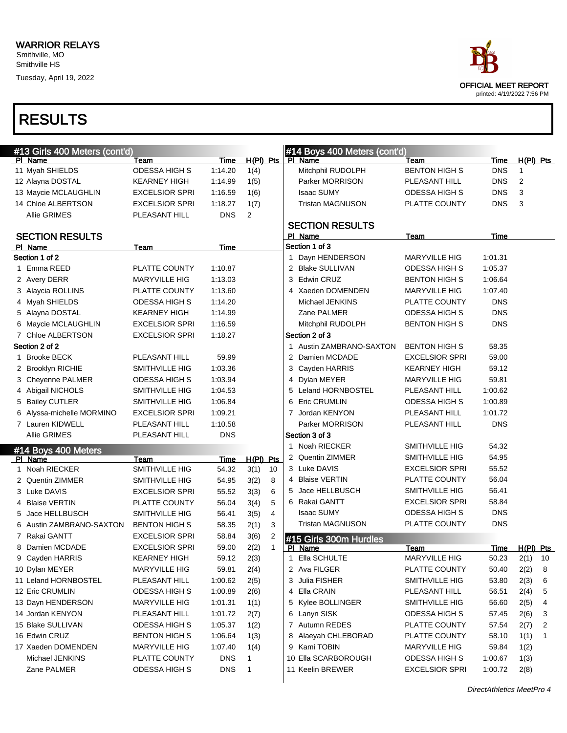# WARRIOR RELAYS

Smithville, MO
Smithville HS
Tuesday, April 19, 2022

OFFICIAL MEET REPORT
printed: 4/19/2022 7:56 PM

# RESULTS

## #13 Girls 400 Meters (cont'd)

| Pl | Name | Team | Time | H(Pl) | Pts |
|---|---|---|---|---|---|
| 11 | Myah SHIELDS | ODESSA HIGH S | 1:14.20 | 1(4) | |
| 12 | Alayna DOSTAL | KEARNEY HIGH | 1:14.99 | 1(5) | |
| 13 | Maycie MCLAUGHLIN | EXCELSIOR SPRI | 1:16.59 | 1(6) | |
| 14 | Chloe ALBERTSON | EXCELSIOR SPRI | 1:18.27 | 1(7) | |
| | Allie GRIMES | PLEASANT HILL | DNS | 2 | |

### SECTION RESULTS

| Pl | Name | Team | Time |
|---|---|---|---|
| Section 1 of 2 | | | |
| 1 | Emma REED | PLATTE COUNTY | 1:10.87 |
| 2 | Avery DERR | MARYVILLE HIG | 1:13.03 |
| 3 | Alaycia ROLLINS | PLATTE COUNTY | 1:13.60 |
| 4 | Myah SHIELDS | ODESSA HIGH S | 1:14.20 |
| 5 | Alayna DOSTAL | KEARNEY HIGH | 1:14.99 |
| 6 | Maycie MCLAUGHLIN | EXCELSIOR SPRI | 1:16.59 |
| 7 | Chloe ALBERTSON | EXCELSIOR SPRI | 1:18.27 |
| Section 2 of 2 | | | |
| 1 | Brooke BECK | PLEASANT HILL | 59.99 |
| 2 | Brooklyn RICHIE | SMITHVILLE HIG | 1:03.36 |
| 3 | Cheyenne PALMER | ODESSA HIGH S | 1:03.94 |
| 4 | Abigail NICHOLS | SMITHVILLE HIG | 1:04.53 |
| 5 | Bailey CUTLER | SMITHVILLE HIG | 1:06.84 |
| 6 | Alyssa-michelle MORMINO | EXCELSIOR SPRI | 1:09.21 |
| 7 | Lauren KIDWELL | PLEASANT HILL | 1:10.58 |
| | Allie GRIMES | PLEASANT HILL | DNS |

## #14 Boys 400 Meters

| Pl | Name | Team | Time | H(Pl) | Pts |
|---|---|---|---|---|---|
| 1 | Noah RIECKER | SMITHVILLE HIG | 54.32 | 3(1) | 10 |
| 2 | Quentin ZIMMER | SMITHVILLE HIG | 54.95 | 3(2) | 8 |
| 3 | Luke DAVIS | EXCELSIOR SPRI | 55.52 | 3(3) | 6 |
| 4 | Blaise VERTIN | PLATTE COUNTY | 56.04 | 3(4) | 5 |
| 5 | Jace HELLBUSCH | SMITHVILLE HIG | 56.41 | 3(5) | 4 |
| 6 | Austin ZAMBRANO-SAXTON | BENTON HIGH S | 58.35 | 2(1) | 3 |
| 7 | Rakai GANTT | EXCELSIOR SPRI | 58.84 | 3(6) | 2 |
| 8 | Damien MCDADE | EXCELSIOR SPRI | 59.00 | 2(2) | 1 |
| 9 | Cayden HARRIS | KEARNEY HIGH | 59.12 | 2(3) | |
| 10 | Dylan MEYER | MARYVILLE HIG | 59.81 | 2(4) | |
| 11 | Leland HORNBOSTEL | PLEASANT HILL | 1:00.62 | 2(5) | |
| 12 | Eric CRUMLIN | ODESSA HIGH S | 1:00.89 | 2(6) | |
| 13 | Dayn HENDERSON | MARYVILLE HIG | 1:01.31 | 1(1) | |
| 14 | Jordan KENYON | PLEASANT HILL | 1:01.72 | 2(7) | |
| 15 | Blake SULLIVAN | ODESSA HIGH S | 1:05.37 | 1(2) | |
| 16 | Edwin CRUZ | BENTON HIGH S | 1:06.64 | 1(3) | |
| 17 | Xaeden DOMENDEN | MARYVILLE HIG | 1:07.40 | 1(4) | |
| | Michael JENKINS | PLATTE COUNTY | DNS | 1 | |
| | Zane PALMER | ODESSA HIGH S | DNS | 1 | |
| | Mitchphil RUDOLPH | BENTON HIGH S | DNS | 1 | |
| | Parker MORRISON | PLEASANT HILL | DNS | 2 | |
| | Isaac SUMY | ODESSA HIGH S | DNS | 3 | |
| | Tristan MAGNUSON | PLATTE COUNTY | DNS | 3 | |

### SECTION RESULTS

| Pl | Name | Team | Time |
|---|---|---|---|
| Section 1 of 3 | | | |
| 1 | Dayn HENDERSON | MARYVILLE HIG | 1:01.31 |
| 2 | Blake SULLIVAN | ODESSA HIGH S | 1:05.37 |
| 3 | Edwin CRUZ | BENTON HIGH S | 1:06.64 |
| 4 | Xaeden DOMENDEN | MARYVILLE HIG | 1:07.40 |
| | Michael JENKINS | PLATTE COUNTY | DNS |
| | Zane PALMER | ODESSA HIGH S | DNS |
| | Mitchphil RUDOLPH | BENTON HIGH S | DNS |
| Section 2 of 3 | | | |
| 1 | Austin ZAMBRANO-SAXTON | BENTON HIGH S | 58.35 |
| 2 | Damien MCDADE | EXCELSIOR SPRI | 59.00 |
| 3 | Cayden HARRIS | KEARNEY HIGH | 59.12 |
| 4 | Dylan MEYER | MARYVILLE HIG | 59.81 |
| 5 | Leland HORNBOSTEL | PLEASANT HILL | 1:00.62 |
| 6 | Eric CRUMLIN | ODESSA HIGH S | 1:00.89 |
| 7 | Jordan KENYON | PLEASANT HILL | 1:01.72 |
| | Parker MORRISON | PLEASANT HILL | DNS |
| Section 3 of 3 | | | |
| 1 | Noah RIECKER | SMITHVILLE HIG | 54.32 |
| 2 | Quentin ZIMMER | SMITHVILLE HIG | 54.95 |
| 3 | Luke DAVIS | EXCELSIOR SPRI | 55.52 |
| 4 | Blaise VERTIN | PLATTE COUNTY | 56.04 |
| 5 | Jace HELLBUSCH | SMITHVILLE HIG | 56.41 |
| 6 | Rakai GANTT | EXCELSIOR SPRI | 58.84 |
| | Isaac SUMY | ODESSA HIGH S | DNS |
| | Tristan MAGNUSON | PLATTE COUNTY | DNS |

## #15 Girls 300m Hurdles

| Pl | Name | Team | Time | H(Pl) | Pts |
|---|---|---|---|---|---|
| 1 | Ella SCHULTE | MARYVILLE HIG | 50.23 | 2(1) | 10 |
| 2 | Ava FILGER | PLATTE COUNTY | 50.40 | 2(2) | 8 |
| 3 | Julia FISHER | SMITHVILLE HIG | 53.80 | 2(3) | 6 |
| 4 | Ella CRAIN | PLEASANT HILL | 56.51 | 2(4) | 5 |
| 5 | Kylee BOLLINGER | SMITHVILLE HIG | 56.60 | 2(5) | 4 |
| 6 | Lanyn SISK | ODESSA HIGH S | 57.45 | 2(6) | 3 |
| 7 | Autumn REDES | PLATTE COUNTY | 57.54 | 2(7) | 2 |
| 8 | Alaeyah CHLEBORAD | PLATTE COUNTY | 58.10 | 1(1) | 1 |
| 9 | Kami TOBIN | MARYVILLE HIG | 59.84 | 1(2) | |
| 10 | Ella SCARBOROUGH | ODESSA HIGH S | 1:00.67 | 1(3) | |
| 11 | Keelin BREWER | EXCELSIOR SPRI | 1:00.72 | 2(8) | |

*DirectAthletics MeetPro 4*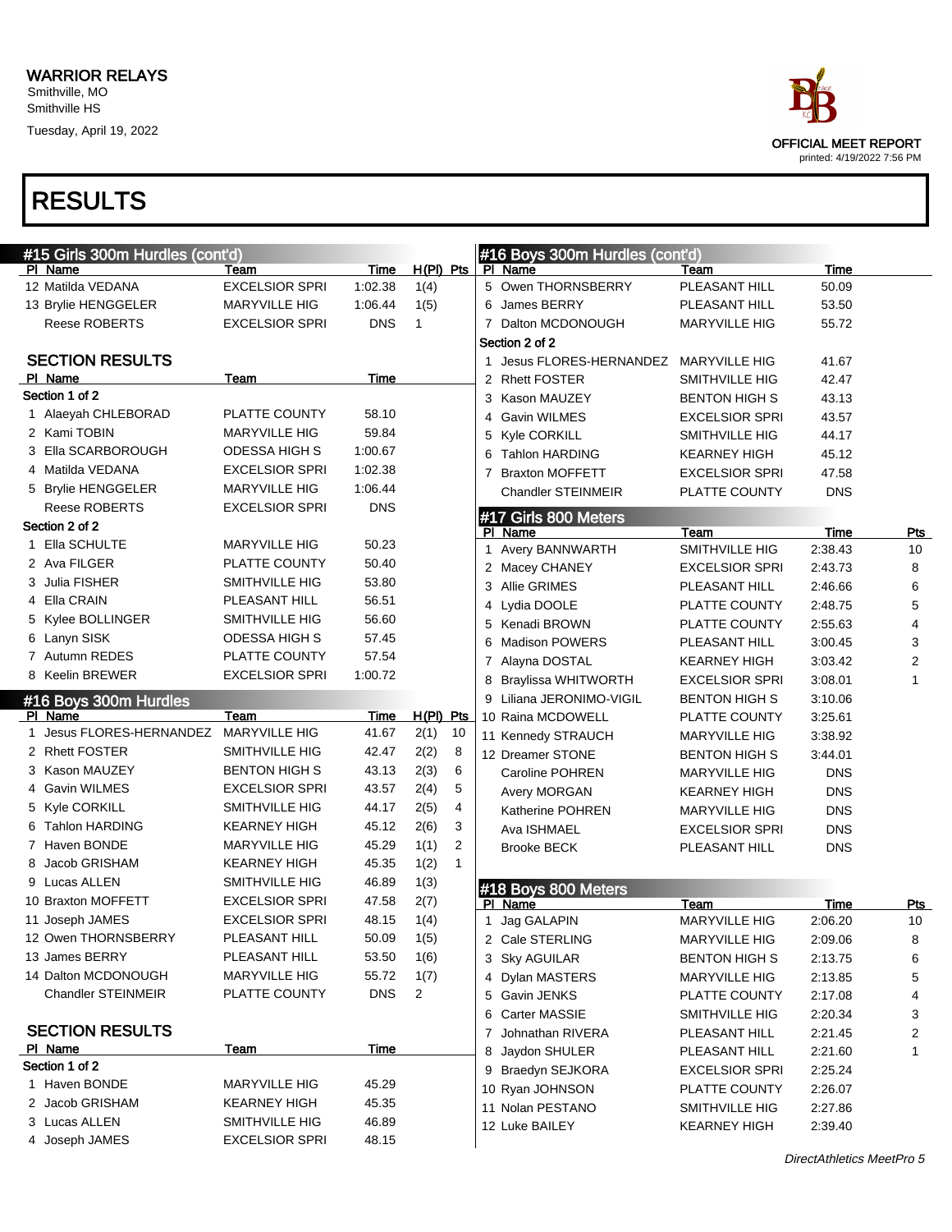WARRIOR RELAYS
Smithville, MO
Smithville HS
Tuesday, April 19, 2022

OFFICIAL MEET REPORT
printed: 4/19/2022 7:56 PM

# RESULTS

## #15 Girls 300m Hurdles (cont'd)

| Pl | Name | Team | Time | H(Pl) | Pts |
|---|---|---|---|---|---|
| 12 | Matilda VEDANA | EXCELSIOR SPRI | 1:02.38 | 1(4) | |
| 13 | Brylie HENGGELER | MARYVILLE HIG | 1:06.44 | 1(5) | |
| | Reese ROBERTS | EXCELSIOR SPRI | DNS | 1 | |

### SECTION RESULTS

| Pl | Name | Team | Time |
|---|---|---|---|
| **Section 1 of 2** | | | |
| 1 | Alaeyah CHLEBORAD | PLATTE COUNTY | 58.10 |
| 2 | Kami TOBIN | MARYVILLE HIG | 59.84 |
| 3 | Ella SCARBOROUGH | ODESSA HIGH S | 1:00.67 |
| 4 | Matilda VEDANA | EXCELSIOR SPRI | 1:02.38 |
| 5 | Brylie HENGGELER | MARYVILLE HIG | 1:06.44 |
| | Reese ROBERTS | EXCELSIOR SPRI | DNS |
| **Section 2 of 2** | | | |
| 1 | Ella SCHULTE | MARYVILLE HIG | 50.23 |
| 2 | Ava FILGER | PLATTE COUNTY | 50.40 |
| 3 | Julia FISHER | SMITHVILLE HIG | 53.80 |
| 4 | Ella CRAIN | PLEASANT HILL | 56.51 |
| 5 | Kylee BOLLINGER | SMITHVILLE HIG | 56.60 |
| 6 | Lanyn SISK | ODESSA HIGH S | 57.45 |
| 7 | Autumn REDES | PLATTE COUNTY | 57.54 |
| 8 | Keelin BREWER | EXCELSIOR SPRI | 1:00.72 |

## #16 Boys 300m Hurdles

| Pl | Name | Team | Time | H(Pl) | Pts |
|---|---|---|---|---|---|
| 1 | Jesus FLORES-HERNANDEZ | MARYVILLE HIG | 41.67 | 2(1) | 10 |
| 2 | Rhett FOSTER | SMITHVILLE HIG | 42.47 | 2(2) | 8 |
| 3 | Kason MAUZEY | BENTON HIGH S | 43.13 | 2(3) | 6 |
| 4 | Gavin WILMES | EXCELSIOR SPRI | 43.57 | 2(4) | 5 |
| 5 | Kyle CORKILL | SMITHVILLE HIG | 44.17 | 2(5) | 4 |
| 6 | Tahlon HARDING | KEARNEY HIGH | 45.12 | 2(6) | 3 |
| 7 | Haven BONDE | MARYVILLE HIG | 45.29 | 1(1) | 2 |
| 8 | Jacob GRISHAM | KEARNEY HIGH | 45.35 | 1(2) | 1 |
| 9 | Lucas ALLEN | SMITHVILLE HIG | 46.89 | 1(3) | |
| 10 | Braxton MOFFETT | EXCELSIOR SPRI | 47.58 | 2(7) | |
| 11 | Joseph JAMES | EXCELSIOR SPRI | 48.15 | 1(4) | |
| 12 | Owen THORNSBERRY | PLEASANT HILL | 50.09 | 1(5) | |
| 13 | James BERRY | PLEASANT HILL | 53.50 | 1(6) | |
| 14 | Dalton MCDONOUGH | MARYVILLE HIG | 55.72 | 1(7) | |
| | Chandler STEINMEIR | PLATTE COUNTY | DNS | 2 | |

### SECTION RESULTS

| Pl | Name | Team | Time |
|---|---|---|---|
| **Section 1 of 2** | | | |
| 1 | Haven BONDE | MARYVILLE HIG | 45.29 |
| 2 | Jacob GRISHAM | KEARNEY HIGH | 45.35 |
| 3 | Lucas ALLEN | SMITHVILLE HIG | 46.89 |
| 4 | Joseph JAMES | EXCELSIOR SPRI | 48.15 |
| 5 | Owen THORNSBERRY | PLEASANT HILL | 50.09 |
| 6 | James BERRY | PLEASANT HILL | 53.50 |
| 7 | Dalton MCDONOUGH | MARYVILLE HIG | 55.72 |
| **Section 2 of 2** | | | |
| 1 | Jesus FLORES-HERNANDEZ | MARYVILLE HIG | 41.67 |
| 2 | Rhett FOSTER | SMITHVILLE HIG | 42.47 |
| 3 | Kason MAUZEY | BENTON HIGH S | 43.13 |
| 4 | Gavin WILMES | EXCELSIOR SPRI | 43.57 |
| 5 | Kyle CORKILL | SMITHVILLE HIG | 44.17 |
| 6 | Tahlon HARDING | KEARNEY HIGH | 45.12 |
| 7 | Braxton MOFFETT | EXCELSIOR SPRI | 47.58 |
| | Chandler STEINMEIR | PLATTE COUNTY | DNS |

## #17 Girls 800 Meters

| Pl | Name | Team | Time | Pts |
|---|---|---|---|---|
| 1 | Avery BANNWARTH | SMITHVILLE HIG | 2:38.43 | 10 |
| 2 | Macey CHANEY | EXCELSIOR SPRI | 2:43.73 | 8 |
| 3 | Allie GRIMES | PLEASANT HILL | 2:46.66 | 6 |
| 4 | Lydia DOOLE | PLATTE COUNTY | 2:48.75 | 5 |
| 5 | Kenadi BROWN | PLATTE COUNTY | 2:55.63 | 4 |
| 6 | Madison POWERS | PLEASANT HILL | 3:00.45 | 3 |
| 7 | Alayna DOSTAL | KEARNEY HIGH | 3:03.42 | 2 |
| 8 | Braylissa WHITWORTH | EXCELSIOR SPRI | 3:08.01 | 1 |
| 9 | Liliana JERONIMO-VIGIL | BENTON HIGH S | 3:10.06 | |
| 10 | Raina MCDOWELL | PLATTE COUNTY | 3:25.61 | |
| 11 | Kennedy STRAUCH | MARYVILLE HIG | 3:38.92 | |
| 12 | Dreamer STONE | BENTON HIGH S | 3:44.01 | |
| | Caroline POHREN | MARYVILLE HIG | DNS | |
| | Avery MORGAN | KEARNEY HIGH | DNS | |
| | Katherine POHREN | MARYVILLE HIG | DNS | |
| | Ava ISHMAEL | EXCELSIOR SPRI | DNS | |
| | Brooke BECK | PLEASANT HILL | DNS | |

## #18 Boys 800 Meters

| Pl | Name | Team | Time | Pts |
|---|---|---|---|---|
| 1 | Jag GALAPIN | MARYVILLE HIG | 2:06.20 | 10 |
| 2 | Cale STERLING | MARYVILLE HIG | 2:09.06 | 8 |
| 3 | Sky AGUILAR | BENTON HIGH S | 2:13.75 | 6 |
| 4 | Dylan MASTERS | MARYVILLE HIG | 2:13.85 | 5 |
| 5 | Gavin JENKS | PLATTE COUNTY | 2:17.08 | 4 |
| 6 | Carter MASSIE | SMITHVILLE HIG | 2:20.34 | 3 |
| 7 | Johnathan RIVERA | PLEASANT HILL | 2:21.45 | 2 |
| 8 | Jaydon SHULER | PLEASANT HILL | 2:21.60 | 1 |
| 9 | Braedyn SEJKORA | EXCELSIOR SPRI | 2:25.24 | |
| 10 | Ryan JOHNSON | PLATTE COUNTY | 2:26.07 | |
| 11 | Nolan PESTANO | SMITHVILLE HIG | 2:27.86 | |
| 12 | Luke BAILEY | KEARNEY HIGH | 2:39.40 | |

*DirectAthletics MeetPro 5*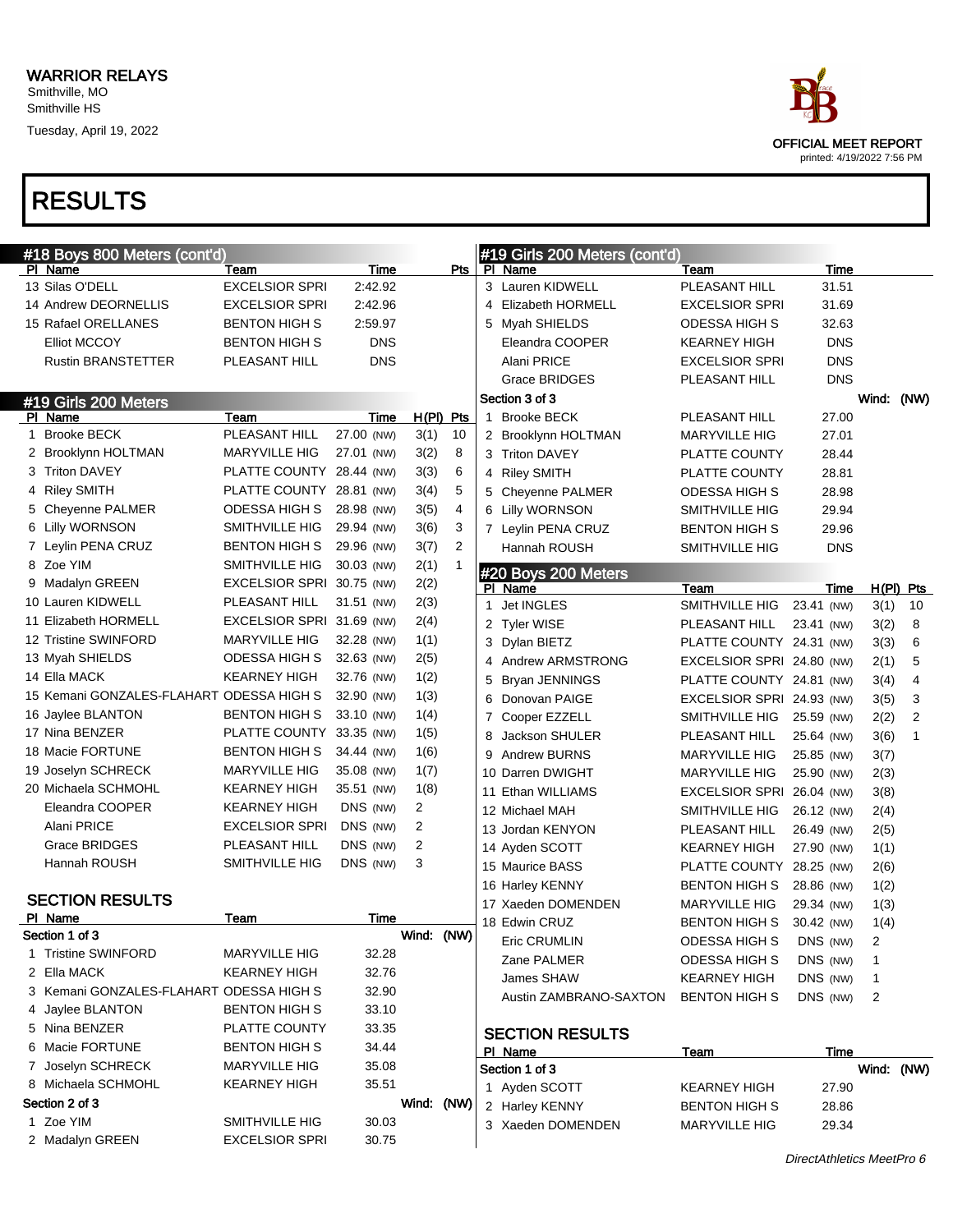# RESULTS

## #18 Boys 800 Meters (cont'd)

| Pl | Name | Team | Time | Pts |
|---|---|---|---|---|
| 13 | Silas O'DELL | EXCELSIOR SPRI | 2:42.92 | |
| 14 | Andrew DEORNELLIS | EXCELSIOR SPRI | 2:42.96 | |
| 15 | Rafael ORELLANES | BENTON HIGH S | 2:59.97 | |
| | Elliot MCCOY | BENTON HIGH S | DNS | |
| | Rustin BRANSTETTER | PLEASANT HILL | DNS | |

## #19 Girls 200 Meters

| Pl | Name | Team | Time | | H(Pl) | Pts |
|---|---|---|---|---|---|---|
| 1 | Brooke BECK | PLEASANT HILL | 27.00 | (NW) | 3(1) | 10 |
| 2 | Brooklynn HOLTMAN | MARYVILLE HIG | 27.01 | (NW) | 3(2) | 8 |
| 3 | Triton DAVEY | PLATTE COUNTY | 28.44 | (NW) | 3(3) | 6 |
| 4 | Riley SMITH | PLATTE COUNTY | 28.81 | (NW) | 3(4) | 5 |
| 5 | Cheyenne PALMER | ODESSA HIGH S | 28.98 | (NW) | 3(5) | 4 |
| 6 | Lilly WORNSON | SMITHVILLE HIG | 29.94 | (NW) | 3(6) | 3 |
| 7 | Leylin PENA CRUZ | BENTON HIGH S | 29.96 | (NW) | 3(7) | 2 |
| 8 | Zoe YIM | SMITHVILLE HIG | 30.03 | (NW) | 2(1) | 1 |
| 9 | Madalyn GREEN | EXCELSIOR SPRI | 30.75 | (NW) | 2(2) | |
| 10 | Lauren KIDWELL | PLEASANT HILL | 31.51 | (NW) | 2(3) | |
| 11 | Elizabeth HORMELL | EXCELSIOR SPRI | 31.69 | (NW) | 2(4) | |
| 12 | Tristine SWINFORD | MARYVILLE HIG | 32.28 | (NW) | 1(1) | |
| 13 | Myah SHIELDS | ODESSA HIGH S | 32.63 | (NW) | 2(5) | |
| 14 | Ella MACK | KEARNEY HIGH | 32.76 | (NW) | 1(2) | |
| 15 | Kemani GONZALES-FLAHART | ODESSA HIGH S | 32.90 | (NW) | 1(3) | |
| 16 | Jaylee BLANTON | BENTON HIGH S | 33.10 | (NW) | 1(4) | |
| 17 | Nina BENZER | PLATTE COUNTY | 33.35 | (NW) | 1(5) | |
| 18 | Macie FORTUNE | BENTON HIGH S | 34.44 | (NW) | 1(6) | |
| 19 | Joselyn SCHRECK | MARYVILLE HIG | 35.08 | (NW) | 1(7) | |
| 20 | Michaela SCHMOHL | KEARNEY HIGH | 35.51 | (NW) | 1(8) | |
| | Eleandra COOPER | KEARNEY HIGH | DNS | (NW) | 2 | |
| | Alani PRICE | EXCELSIOR SPRI | DNS | (NW) | 2 | |
| | Grace BRIDGES | PLEASANT HILL | DNS | (NW) | 2 | |
| | Hannah ROUSH | SMITHVILLE HIG | DNS | (NW) | 3 | |

### SECTION RESULTS

| Pl | Name | Team | Time |
|---|---|---|---|
| **Section 1 of 3** | | Wind: (NW) | |
| 1 | Tristine SWINFORD | MARYVILLE HIG | 32.28 |
| 2 | Ella MACK | KEARNEY HIGH | 32.76 |
| 3 | Kemani GONZALES-FLAHART | ODESSA HIGH S | 32.90 |
| 4 | Jaylee BLANTON | BENTON HIGH S | 33.10 |
| 5 | Nina BENZER | PLATTE COUNTY | 33.35 |
| 6 | Macie FORTUNE | BENTON HIGH S | 34.44 |
| 7 | Joselyn SCHRECK | MARYVILLE HIG | 35.08 |
| 8 | Michaela SCHMOHL | KEARNEY HIGH | 35.51 |
| **Section 2 of 3** | | Wind: (NW) | |
| 1 | Zoe YIM | SMITHVILLE HIG | 30.03 |
| 2 | Madalyn GREEN | EXCELSIOR SPRI | 30.75 |
| 3 | Lauren KIDWELL | PLEASANT HILL | 31.51 |
| 4 | Elizabeth HORMELL | EXCELSIOR SPRI | 31.69 |
| 5 | Myah SHIELDS | ODESSA HIGH S | 32.63 |
| | Eleandra COOPER | KEARNEY HIGH | DNS |
| | Alani PRICE | EXCELSIOR SPRI | DNS |
| | Grace BRIDGES | PLEASANT HILL | DNS |
| **Section 3 of 3** | | Wind: (NW) | |
| 1 | Brooke BECK | PLEASANT HILL | 27.00 |
| 2 | Brooklynn HOLTMAN | MARYVILLE HIG | 27.01 |
| 3 | Triton DAVEY | PLATTE COUNTY | 28.44 |
| 4 | Riley SMITH | PLATTE COUNTY | 28.81 |
| 5 | Cheyenne PALMER | ODESSA HIGH S | 28.98 |
| 6 | Lilly WORNSON | SMITHVILLE HIG | 29.94 |
| 7 | Leylin PENA CRUZ | BENTON HIGH S | 29.96 |
| | Hannah ROUSH | SMITHVILLE HIG | DNS |

## #20 Boys 200 Meters

| Pl | Name | Team | Time | | H(Pl) | Pts |
|---|---|---|---|---|---|---|
| 1 | Jet INGLES | SMITHVILLE HIG | 23.41 | (NW) | 3(1) | 10 |
| 2 | Tyler WISE | PLEASANT HILL | 23.41 | (NW) | 3(2) | 8 |
| 3 | Dylan BIETZ | PLATTE COUNTY | 24.31 | (NW) | 3(3) | 6 |
| 4 | Andrew ARMSTRONG | EXCELSIOR SPRI | 24.80 | (NW) | 2(1) | 5 |
| 5 | Bryan JENNINGS | PLATTE COUNTY | 24.81 | (NW) | 3(4) | 4 |
| 6 | Donovan PAIGE | EXCELSIOR SPRI | 24.93 | (NW) | 3(5) | 3 |
| 7 | Cooper EZZELL | SMITHVILLE HIG | 25.59 | (NW) | 2(2) | 2 |
| 8 | Jackson SHULER | PLEASANT HILL | 25.64 | (NW) | 3(6) | 1 |
| 9 | Andrew BURNS | MARYVILLE HIG | 25.85 | (NW) | 3(7) | |
| 10 | Darren DWIGHT | MARYVILLE HIG | 25.90 | (NW) | 2(3) | |
| 11 | Ethan WILLIAMS | EXCELSIOR SPRI | 26.04 | (NW) | 3(8) | |
| 12 | Michael MAH | SMITHVILLE HIG | 26.12 | (NW) | 2(4) | |
| 13 | Jordan KENYON | PLEASANT HILL | 26.49 | (NW) | 2(5) | |
| 14 | Ayden SCOTT | KEARNEY HIGH | 27.90 | (NW) | 1(1) | |
| 15 | Maurice BASS | PLATTE COUNTY | 28.25 | (NW) | 2(6) | |
| 16 | Harley KENNY | BENTON HIGH S | 28.86 | (NW) | 1(2) | |
| 17 | Xaeden DOMENDEN | MARYVILLE HIG | 29.34 | (NW) | 1(3) | |
| 18 | Edwin CRUZ | BENTON HIGH S | 30.42 | (NW) | 1(4) | |
| | Eric CRUMLIN | ODESSA HIGH S | DNS | (NW) | 2 | |
| | Zane PALMER | ODESSA HIGH S | DNS | (NW) | 1 | |
| | James SHAW | KEARNEY HIGH | DNS | (NW) | 1 | |
| | Austin ZAMBRANO-SAXTON | BENTON HIGH S | DNS | (NW) | 2 | |

### SECTION RESULTS

| Pl | Name | Team | Time |
|---|---|---|---|
| **Section 1 of 3** | | Wind: (NW) | |
| 1 | Ayden SCOTT | KEARNEY HIGH | 27.90 |
| 2 | Harley KENNY | BENTON HIGH S | 28.86 |
| 3 | Xaeden DOMENDEN | MARYVILLE HIG | 29.34 |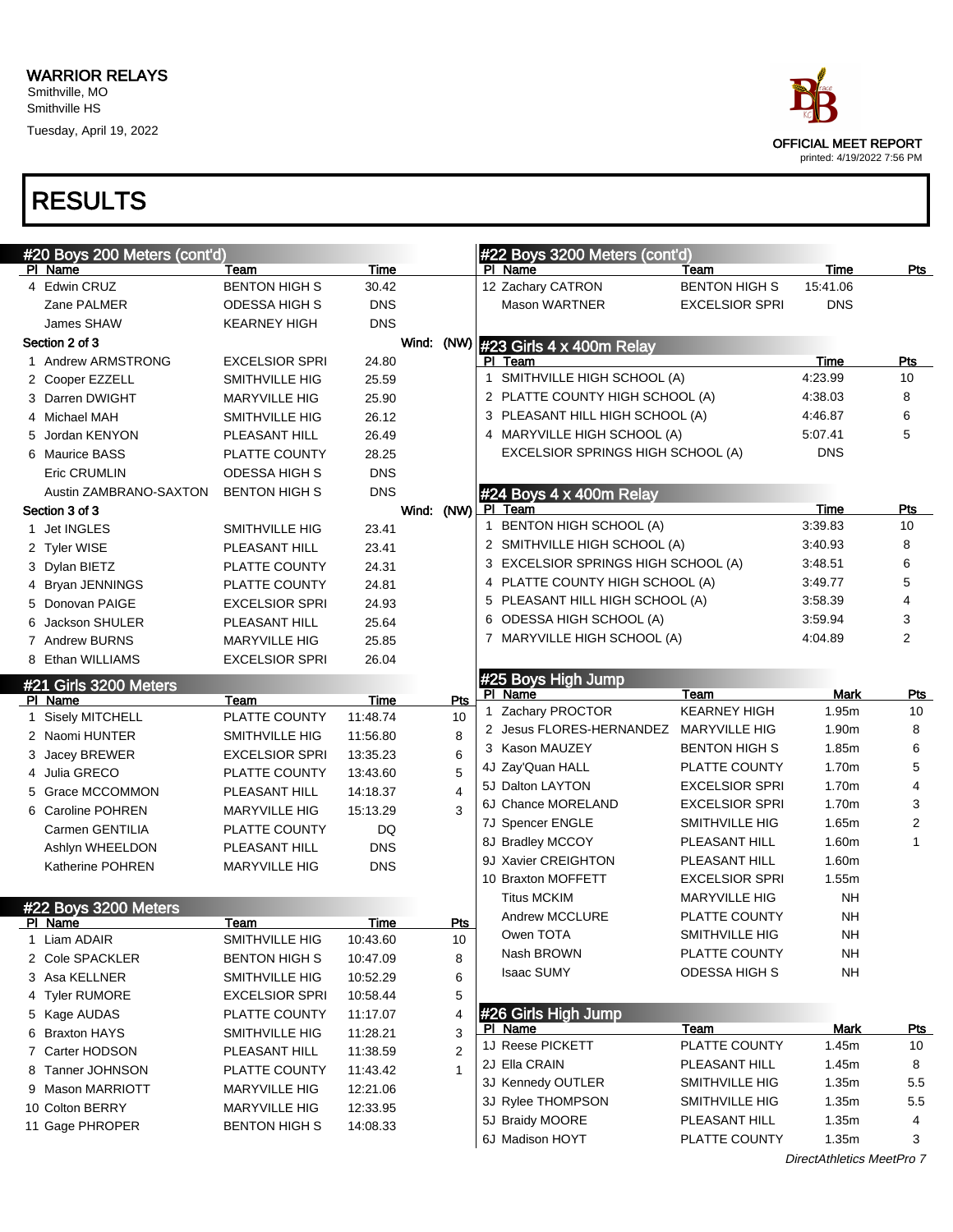# WARRIOR RELAYS

Smithville, MO
Smithville HS
Tuesday, April 19, 2022

OFFICIAL MEET REPORT
printed: 4/19/2022 7:56 PM

# RESULTS

## #20 Boys 200 Meters (cont'd)

| Pl | Name | Team | Time |
|---|---|---|---|
| 4 | Edwin CRUZ | BENTON HIGH S | 30.42 |
| | Zane PALMER | ODESSA HIGH S | DNS |
| | James SHAW | KEARNEY HIGH | DNS |
| **Section 2 of 3** | | | Wind: (NW) |
| 1 | Andrew ARMSTRONG | EXCELSIOR SPRI | 24.80 |
| 2 | Cooper EZZELL | SMITHVILLE HIG | 25.59 |
| 3 | Darren DWIGHT | MARYVILLE HIG | 25.90 |
| 4 | Michael MAH | SMITHVILLE HIG | 26.12 |
| 5 | Jordan KENYON | PLEASANT HILL | 26.49 |
| 6 | Maurice BASS | PLATTE COUNTY | 28.25 |
| | Eric CRUMLIN | ODESSA HIGH S | DNS |
| | Austin ZAMBRANO-SAXTON | BENTON HIGH S | DNS |
| **Section 3 of 3** | | | Wind: (NW) |
| 1 | Jet INGLES | SMITHVILLE HIG | 23.41 |
| 2 | Tyler WISE | PLEASANT HILL | 23.41 |
| 3 | Dylan BIETZ | PLATTE COUNTY | 24.31 |
| 4 | Bryan JENNINGS | PLATTE COUNTY | 24.81 |
| 5 | Donovan PAIGE | EXCELSIOR SPRI | 24.93 |
| 6 | Jackson SHULER | PLEASANT HILL | 25.64 |
| 7 | Andrew BURNS | MARYVILLE HIG | 25.85 |
| 8 | Ethan WILLIAMS | EXCELSIOR SPRI | 26.04 |

## #21 Girls 3200 Meters

| Pl | Name | Team | Time | Pts |
|---|---|---|---|---|
| 1 | Sisely MITCHELL | PLATTE COUNTY | 11:48.74 | 10 |
| 2 | Naomi HUNTER | SMITHVILLE HIG | 11:56.80 | 8 |
| 3 | Jacey BREWER | EXCELSIOR SPRI | 13:35.23 | 6 |
| 4 | Julia GRECO | PLATTE COUNTY | 13:43.60 | 5 |
| 5 | Grace MCCOMMON | PLEASANT HILL | 14:18.37 | 4 |
| 6 | Caroline POHREN | MARYVILLE HIG | 15:13.29 | 3 |
| | Carmen GENTILIA | PLATTE COUNTY | DQ | |
| | Ashlyn WHEELDON | PLEASANT HILL | DNS | |
| | Katherine POHREN | MARYVILLE HIG | DNS | |

## #22 Boys 3200 Meters

| Pl | Name | Team | Time | Pts |
|---|---|---|---|---|
| 1 | Liam ADAIR | SMITHVILLE HIG | 10:43.60 | 10 |
| 2 | Cole SPACKLER | BENTON HIGH S | 10:47.09 | 8 |
| 3 | Asa KELLNER | SMITHVILLE HIG | 10:52.29 | 6 |
| 4 | Tyler RUMORE | EXCELSIOR SPRI | 10:58.44 | 5 |
| 5 | Kage AUDAS | PLATTE COUNTY | 11:17.07 | 4 |
| 6 | Braxton HAYS | SMITHVILLE HIG | 11:28.21 | 3 |
| 7 | Carter HODSON | PLEASANT HILL | 11:38.59 | 2 |
| 8 | Tanner JOHNSON | PLATTE COUNTY | 11:43.42 | 1 |
| 9 | Mason MARRIOTT | MARYVILLE HIG | 12:21.06 | |
| 10 | Colton BERRY | MARYVILLE HIG | 12:33.95 | |
| 11 | Gage PHROPER | BENTON HIGH S | 14:08.33 | |
| 12 | Zachary CATRON | BENTON HIGH S | 15:41.06 | |
| | Mason WARTNER | EXCELSIOR SPRI | DNS | |

## #23 Girls 4 x 400m Relay

| Pl | Team | Time | Pts |
|---|---|---|---|
| 1 | SMITHVILLE HIGH SCHOOL (A) | 4:23.99 | 10 |
| 2 | PLATTE COUNTY HIGH SCHOOL (A) | 4:38.03 | 8 |
| 3 | PLEASANT HILL HIGH SCHOOL (A) | 4:46.87 | 6 |
| 4 | MARYVILLE HIGH SCHOOL (A) | 5:07.41 | 5 |
| | EXCELSIOR SPRINGS HIGH SCHOOL (A) | DNS | |

## #24 Boys 4 x 400m Relay

| Pl | Team | Time | Pts |
|---|---|---|---|
| 1 | BENTON HIGH SCHOOL (A) | 3:39.83 | 10 |
| 2 | SMITHVILLE HIGH SCHOOL (A) | 3:40.93 | 8 |
| 3 | EXCELSIOR SPRINGS HIGH SCHOOL (A) | 3:48.51 | 6 |
| 4 | PLATTE COUNTY HIGH SCHOOL (A) | 3:49.77 | 5 |
| 5 | PLEASANT HILL HIGH SCHOOL (A) | 3:58.39 | 4 |
| 6 | ODESSA HIGH SCHOOL (A) | 3:59.94 | 3 |
| 7 | MARYVILLE HIGH SCHOOL (A) | 4:04.89 | 2 |

## #25 Boys High Jump

| Pl | Name | Team | Mark | Pts |
|---|---|---|---|---|
| 1 | Zachary PROCTOR | KEARNEY HIGH | 1.95m | 10 |
| 2 | Jesus FLORES-HERNANDEZ | MARYVILLE HIG | 1.90m | 8 |
| 3 | Kason MAUZEY | BENTON HIGH S | 1.85m | 6 |
| 4J | Zay'Quan HALL | PLATTE COUNTY | 1.70m | 5 |
| 5J | Dalton LAYTON | EXCELSIOR SPRI | 1.70m | 4 |
| 6J | Chance MORELAND | EXCELSIOR SPRI | 1.70m | 3 |
| 7J | Spencer ENGLE | SMITHVILLE HIG | 1.65m | 2 |
| 8J | Bradley MCCOY | PLEASANT HILL | 1.60m | 1 |
| 9J | Xavier CREIGHTON | PLEASANT HILL | 1.60m | |
| 10 | Braxton MOFFETT | EXCELSIOR SPRI | 1.55m | |
| | Titus MCKIM | MARYVILLE HIG | NH | |
| | Andrew MCCLURE | PLATTE COUNTY | NH | |
| | Owen TOTA | SMITHVILLE HIG | NH | |
| | Nash BROWN | PLATTE COUNTY | NH | |
| | Isaac SUMY | ODESSA HIGH S | NH | |

## #26 Girls High Jump

| Pl | Name | Team | Mark | Pts |
|---|---|---|---|---|
| 1J | Reese PICKETT | PLATTE COUNTY | 1.45m | 10 |
| 2J | Ella CRAIN | PLEASANT HILL | 1.45m | 8 |
| 3J | Kennedy OUTLER | SMITHVILLE HIG | 1.35m | 5.5 |
| 3J | Rylee THOMPSON | SMITHVILLE HIG | 1.35m | 5.5 |
| 5J | Braidy MOORE | PLEASANT HILL | 1.35m | 4 |
| 6J | Madison HOYT | PLATTE COUNTY | 1.35m | 3 |

*DirectAthletics MeetPro 7*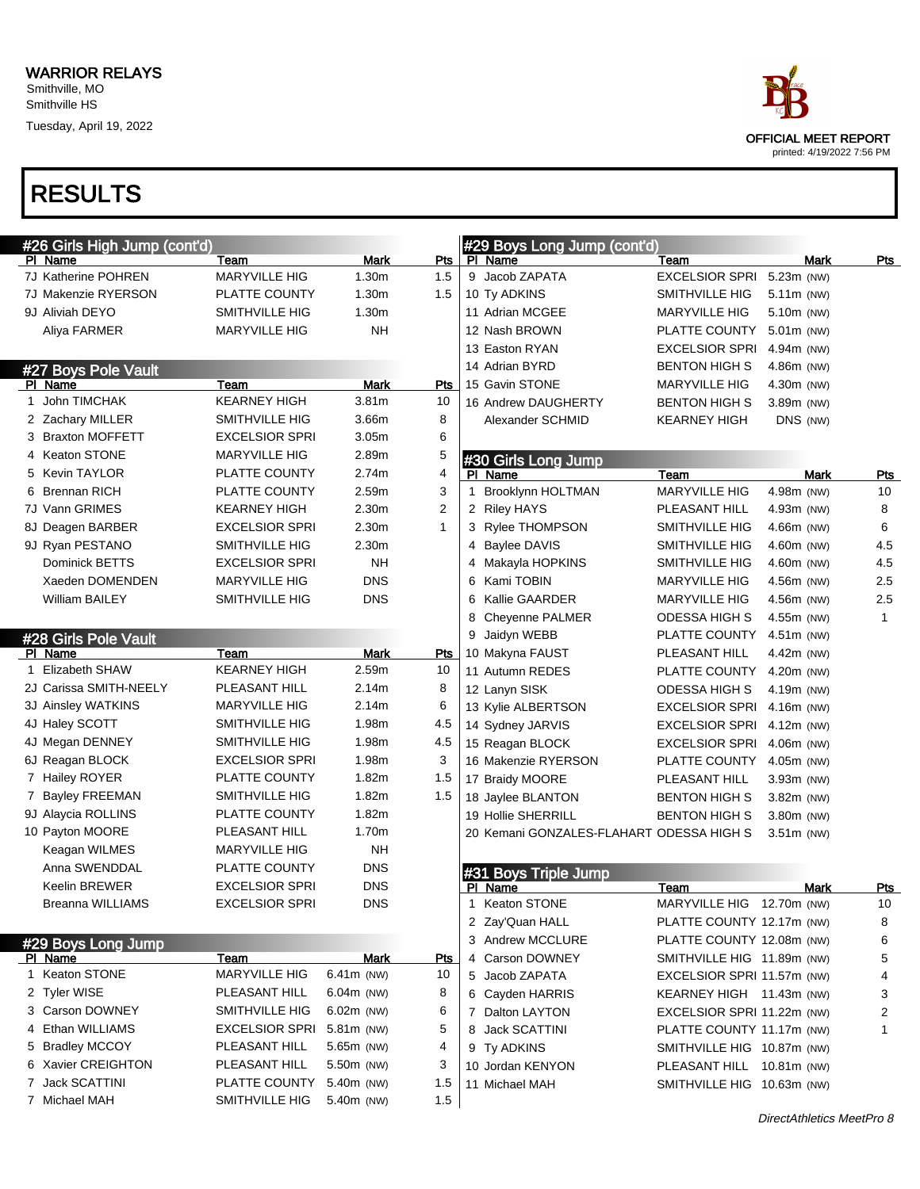WARRIOR RELAYS
Smithville, MO
Smithville HS
Tuesday, April 19, 2022

OFFICIAL MEET REPORT
printed: 4/19/2022 7:56 PM

# RESULTS

## #26 Girls High Jump (cont'd)

| Pl | Name | Team | Mark | Pts |
|---|---|---|---|---|
| 7J | Katherine POHREN | MARYVILLE HIG | 1.30m | 1.5 |
| 7J | Makenzie RYERSON | PLATTE COUNTY | 1.30m | 1.5 |
| 9J | Aliviah DEYO | SMITHVILLE HIG | 1.30m | |
| | Aliya FARMER | MARYVILLE HIG | NH | |

## #27 Boys Pole Vault

| Pl | Name | Team | Mark | Pts |
|---|---|---|---|---|
| 1 | John TIMCHAK | KEARNEY HIGH | 3.81m | 10 |
| 2 | Zachary MILLER | SMITHVILLE HIG | 3.66m | 8 |
| 3 | Braxton MOFFETT | EXCELSIOR SPRI | 3.05m | 6 |
| 4 | Keaton STONE | MARYVILLE HIG | 2.89m | 5 |
| 5 | Kevin TAYLOR | PLATTE COUNTY | 2.74m | 4 |
| 6 | Brennan RICH | PLATTE COUNTY | 2.59m | 3 |
| 7J | Vann GRIMES | KEARNEY HIGH | 2.30m | 2 |
| 8J | Deagen BARBER | EXCELSIOR SPRI | 2.30m | 1 |
| 9J | Ryan PESTANO | SMITHVILLE HIG | 2.30m | |
| | Dominick BETTS | EXCELSIOR SPRI | NH | |
| | Xaeden DOMENDEN | MARYVILLE HIG | DNS | |
| | William BAILEY | SMITHVILLE HIG | DNS | |

## #28 Girls Pole Vault

| Pl | Name | Team | Mark | Pts |
|---|---|---|---|---|
| 1 | Elizabeth SHAW | KEARNEY HIGH | 2.59m | 10 |
| 2J | Carissa SMITH-NEELY | PLEASANT HILL | 2.14m | 8 |
| 3J | Ainsley WATKINS | MARYVILLE HIG | 2.14m | 6 |
| 4J | Haley SCOTT | SMITHVILLE HIG | 1.98m | 4.5 |
| 4J | Megan DENNEY | SMITHVILLE HIG | 1.98m | 4.5 |
| 6J | Reagan BLOCK | EXCELSIOR SPRI | 1.98m | 3 |
| 7 | Hailey ROYER | PLATTE COUNTY | 1.82m | 1.5 |
| 7 | Bayley FREEMAN | SMITHVILLE HIG | 1.82m | 1.5 |
| 9J | Alaycia ROLLINS | PLATTE COUNTY | 1.82m | |
| 10 | Payton MOORE | PLEASANT HILL | 1.70m | |
| | Keagan WILMES | MARYVILLE HIG | NH | |
| | Anna SWENDDAL | PLATTE COUNTY | DNS | |
| | Keelin BREWER | EXCELSIOR SPRI | DNS | |
| | Breanna WILLIAMS | EXCELSIOR SPRI | DNS | |

## #29 Boys Long Jump

| Pl | Name | Team | Mark | Pts |
|---|---|---|---|---|
| 1 | Keaton STONE | MARYVILLE HIG | 6.41m (NW) | 10 |
| 2 | Tyler WISE | PLEASANT HILL | 6.04m (NW) | 8 |
| 3 | Carson DOWNEY | SMITHVILLE HIG | 6.02m (NW) | 6 |
| 4 | Ethan WILLIAMS | EXCELSIOR SPRI | 5.81m (NW) | 5 |
| 5 | Bradley MCCOY | PLEASANT HILL | 5.65m (NW) | 4 |
| 6 | Xavier CREIGHTON | PLEASANT HILL | 5.50m (NW) | 3 |
| 7 | Jack SCATTINI | PLATTE COUNTY | 5.40m (NW) | 1.5 |
| 7 | Michael MAH | SMITHVILLE HIG | 5.40m (NW) | 1.5 |
| 9 | Jacob ZAPATA | EXCELSIOR SPRI | 5.23m (NW) | |
| 10 | Ty ADKINS | SMITHVILLE HIG | 5.11m (NW) | |
| 11 | Adrian MCGEE | MARYVILLE HIG | 5.10m (NW) | |
| 12 | Nash BROWN | PLATTE COUNTY | 5.01m (NW) | |
| 13 | Easton RYAN | EXCELSIOR SPRI | 4.94m (NW) | |
| 14 | Adrian BYRD | BENTON HIGH S | 4.86m (NW) | |
| 15 | Gavin STONE | MARYVILLE HIG | 4.30m (NW) | |
| 16 | Andrew DAUGHERTY | BENTON HIGH S | 3.89m (NW) | |
| | Alexander SCHMID | KEARNEY HIGH | DNS (NW) | |

## #30 Girls Long Jump

| Pl | Name | Team | Mark | Pts |
|---|---|---|---|---|
| 1 | Brooklynn HOLTMAN | MARYVILLE HIG | 4.98m (NW) | 10 |
| 2 | Riley HAYS | PLEASANT HILL | 4.93m (NW) | 8 |
| 3 | Rylee THOMPSON | SMITHVILLE HIG | 4.66m (NW) | 6 |
| 4 | Baylee DAVIS | SMITHVILLE HIG | 4.60m (NW) | 4.5 |
| 4 | Makayla HOPKINS | SMITHVILLE HIG | 4.60m (NW) | 4.5 |
| 6 | Kami TOBIN | MARYVILLE HIG | 4.56m (NW) | 2.5 |
| 6 | Kallie GAARDER | MARYVILLE HIG | 4.56m (NW) | 2.5 |
| 8 | Cheyenne PALMER | ODESSA HIGH S | 4.55m (NW) | 1 |
| 9 | Jaidyn WEBB | PLATTE COUNTY | 4.51m (NW) | |
| 10 | Makyna FAUST | PLEASANT HILL | 4.42m (NW) | |
| 11 | Autumn REDES | PLATTE COUNTY | 4.20m (NW) | |
| 12 | Lanyn SISK | ODESSA HIGH S | 4.19m (NW) | |
| 13 | Kylie ALBERTSON | EXCELSIOR SPRI | 4.16m (NW) | |
| 14 | Sydney JARVIS | EXCELSIOR SPRI | 4.12m (NW) | |
| 15 | Reagan BLOCK | EXCELSIOR SPRI | 4.06m (NW) | |
| 16 | Makenzie RYERSON | PLATTE COUNTY | 4.05m (NW) | |
| 17 | Braidy MOORE | PLEASANT HILL | 3.93m (NW) | |
| 18 | Jaylee BLANTON | BENTON HIGH S | 3.82m (NW) | |
| 19 | Hollie SHERRILL | BENTON HIGH S | 3.80m (NW) | |
| 20 | Kemani GONZALES-FLAHART | ODESSA HIGH S | 3.51m (NW) | |

## #31 Boys Triple Jump

| Pl | Name | Team | Mark | Pts |
|---|---|---|---|---|
| 1 | Keaton STONE | MARYVILLE HIG | 12.70m (NW) | 10 |
| 2 | Zay'Quan HALL | PLATTE COUNTY | 12.17m (NW) | 8 |
| 3 | Andrew MCCLURE | PLATTE COUNTY | 12.08m (NW) | 6 |
| 4 | Carson DOWNEY | SMITHVILLE HIG | 11.89m (NW) | 5 |
| 5 | Jacob ZAPATA | EXCELSIOR SPRI | 11.57m (NW) | 4 |
| 6 | Cayden HARRIS | KEARNEY HIGH | 11.43m (NW) | 3 |
| 7 | Dalton LAYTON | EXCELSIOR SPRI | 11.22m (NW) | 2 |
| 8 | Jack SCATTINI | PLATTE COUNTY | 11.17m (NW) | 1 |
| 9 | Ty ADKINS | SMITHVILLE HIG | 10.87m (NW) | |
| 10 | Jordan KENYON | PLEASANT HILL | 10.81m (NW) | |
| 11 | Michael MAH | SMITHVILLE HIG | 10.63m (NW) | |

*DirectAthletics MeetPro 8*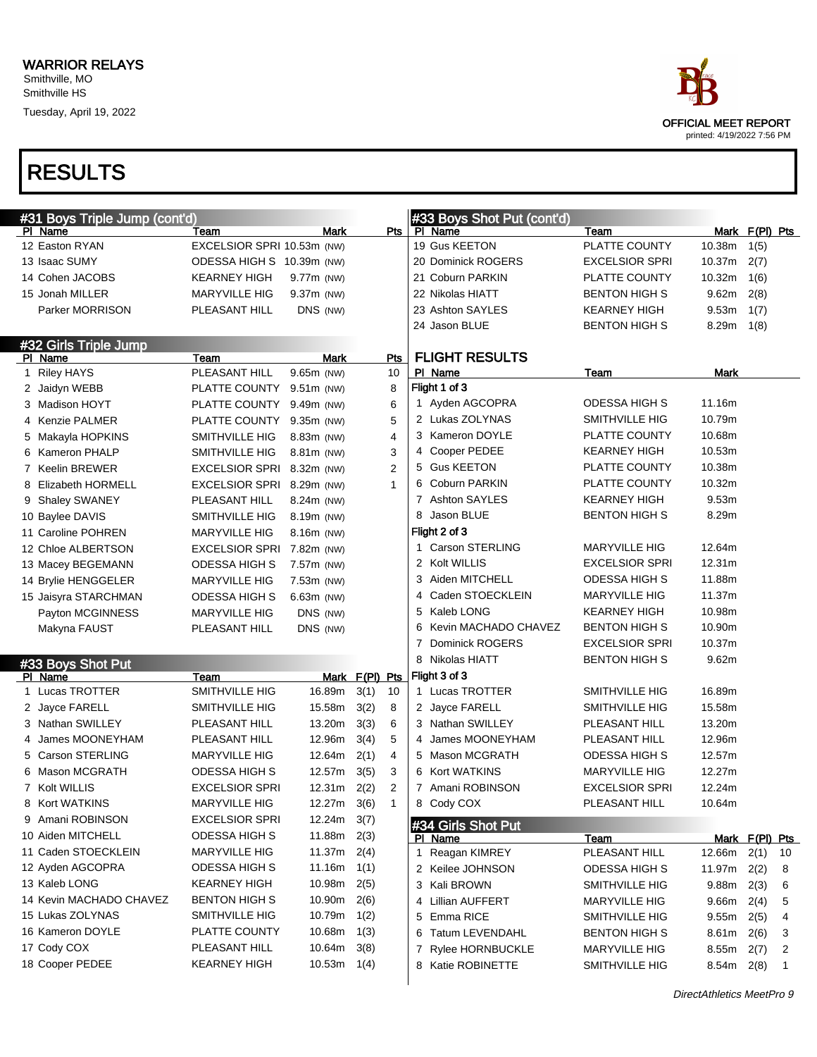# WARRIOR RELAYS

Smithville, MO
Smithville HS
Tuesday, April 19, 2022

OFFICIAL MEET REPORT
printed: 4/19/2022 7:56 PM

# RESULTS

## #31 Boys Triple Jump (cont'd)

| Pl | Name | Team | Mark | | Pts |
|---|---|---|---|---|---|
| 12 | Easton RYAN | EXCELSIOR SPRI | 10.53m | (NW) | |
| 13 | Isaac SUMY | ODESSA HIGH S | 10.39m | (NW) | |
| 14 | Cohen JACOBS | KEARNEY HIGH | 9.77m | (NW) | |
| 15 | Jonah MILLER | MARYVILLE HIG | 9.37m | (NW) | |
| | Parker MORRISON | PLEASANT HILL | DNS | (NW) | |

## #32 Girls Triple Jump

| Pl | Name | Team | Mark | | Pts |
|---|---|---|---|---|---|
| 1 | Riley HAYS | PLEASANT HILL | 9.65m | (NW) | 10 |
| 2 | Jaidyn WEBB | PLATTE COUNTY | 9.51m | (NW) | 8 |
| 3 | Madison HOYT | PLATTE COUNTY | 9.49m | (NW) | 6 |
| 4 | Kenzie PALMER | PLATTE COUNTY | 9.35m | (NW) | 5 |
| 5 | Makayla HOPKINS | SMITHVILLE HIG | 8.83m | (NW) | 4 |
| 6 | Kameron PHALP | SMITHVILLE HIG | 8.81m | (NW) | 3 |
| 7 | Keelin BREWER | EXCELSIOR SPRI | 8.32m | (NW) | 2 |
| 8 | Elizabeth HORMELL | EXCELSIOR SPRI | 8.29m | (NW) | 1 |
| 9 | Shaley SWANEY | PLEASANT HILL | 8.24m | (NW) | |
| 10 | Baylee DAVIS | SMITHVILLE HIG | 8.19m | (NW) | |
| 11 | Caroline POHREN | MARYVILLE HIG | 8.16m | (NW) | |
| 12 | Chloe ALBERTSON | EXCELSIOR SPRI | 7.82m | (NW) | |
| 13 | Macey BEGEMANN | ODESSA HIGH S | 7.57m | (NW) | |
| 14 | Brylie HENGGELER | MARYVILLE HIG | 7.53m | (NW) | |
| 15 | Jaisyra STARCHMAN | ODESSA HIGH S | 6.63m | (NW) | |
| | Payton MCGINNESS | MARYVILLE HIG | DNS | (NW) | |
| | Makyna FAUST | PLEASANT HILL | DNS | (NW) | |

## #33 Boys Shot Put

| Pl | Name | Team | Mark | F(Pl) | Pts |
|---|---|---|---|---|---|
| 1 | Lucas TROTTER | SMITHVILLE HIG | 16.89m | 3(1) | 10 |
| 2 | Jayce FARELL | SMITHVILLE HIG | 15.58m | 3(2) | 8 |
| 3 | Nathan SWILLEY | PLEASANT HILL | 13.20m | 3(3) | 6 |
| 4 | James MOONEYHAM | PLEASANT HILL | 12.96m | 3(4) | 5 |
| 5 | Carson STERLING | MARYVILLE HIG | 12.64m | 2(1) | 4 |
| 6 | Mason MCGRATH | ODESSA HIGH S | 12.57m | 3(5) | 3 |
| 7 | Kolt WILLIS | EXCELSIOR SPRI | 12.31m | 2(2) | 2 |
| 8 | Kort WATKINS | MARYVILLE HIG | 12.27m | 3(6) | 1 |
| 9 | Amani ROBINSON | EXCELSIOR SPRI | 12.24m | 3(7) | |
| 10 | Aiden MITCHELL | ODESSA HIGH S | 11.88m | 2(3) | |
| 11 | Caden STOECKLEIN | MARYVILLE HIG | 11.37m | 2(4) | |
| 12 | Ayden AGCOPRA | ODESSA HIGH S | 11.16m | 1(1) | |
| 13 | Kaleb LONG | KEARNEY HIGH | 10.98m | 2(5) | |
| 14 | Kevin MACHADO CHAVEZ | BENTON HIGH S | 10.90m | 2(6) | |
| 15 | Lukas ZOLYNAS | SMITHVILLE HIG | 10.79m | 1(2) | |
| 16 | Kameron DOYLE | PLATTE COUNTY | 10.68m | 1(3) | |
| 17 | Cody COX | PLEASANT HILL | 10.64m | 3(8) | |
| 18 | Cooper PEDEE | KEARNEY HIGH | 10.53m | 1(4) | |
| 19 | Gus KEETON | PLATTE COUNTY | 10.38m | 1(5) | |
| 20 | Dominick ROGERS | EXCELSIOR SPRI | 10.37m | 2(7) | |
| 21 | Coburn PARKIN | PLATTE COUNTY | 10.32m | 1(6) | |
| 22 | Nikolas HIATT | BENTON HIGH S | 9.62m | 2(8) | |
| 23 | Ashton SAYLES | KEARNEY HIGH | 9.53m | 1(7) | |
| 24 | Jason BLUE | BENTON HIGH S | 8.29m | 1(8) | |

### FLIGHT RESULTS

| Pl | Name | Team | Mark |
|---|---|---|---|
| **Flight 1 of 3** | | | |
| 1 | Ayden AGCOPRA | ODESSA HIGH S | 11.16m |
| 2 | Lukas ZOLYNAS | SMITHVILLE HIG | 10.79m |
| 3 | Kameron DOYLE | PLATTE COUNTY | 10.68m |
| 4 | Cooper PEDEE | KEARNEY HIGH | 10.53m |
| 5 | Gus KEETON | PLATTE COUNTY | 10.38m |
| 6 | Coburn PARKIN | PLATTE COUNTY | 10.32m |
| 7 | Ashton SAYLES | KEARNEY HIGH | 9.53m |
| 8 | Jason BLUE | BENTON HIGH S | 8.29m |
| **Flight 2 of 3** | | | |
| 1 | Carson STERLING | MARYVILLE HIG | 12.64m |
| 2 | Kolt WILLIS | EXCELSIOR SPRI | 12.31m |
| 3 | Aiden MITCHELL | ODESSA HIGH S | 11.88m |
| 4 | Caden STOECKLEIN | MARYVILLE HIG | 11.37m |
| 5 | Kaleb LONG | KEARNEY HIGH | 10.98m |
| 6 | Kevin MACHADO CHAVEZ | BENTON HIGH S | 10.90m |
| 7 | Dominick ROGERS | EXCELSIOR SPRI | 10.37m |
| 8 | Nikolas HIATT | BENTON HIGH S | 9.62m |
| **Flight 3 of 3** | | | |
| 1 | Lucas TROTTER | SMITHVILLE HIG | 16.89m |
| 2 | Jayce FARELL | SMITHVILLE HIG | 15.58m |
| 3 | Nathan SWILLEY | PLEASANT HILL | 13.20m |
| 4 | James MOONEYHAM | PLEASANT HILL | 12.96m |
| 5 | Mason MCGRATH | ODESSA HIGH S | 12.57m |
| 6 | Kort WATKINS | MARYVILLE HIG | 12.27m |
| 7 | Amani ROBINSON | EXCELSIOR SPRI | 12.24m |
| 8 | Cody COX | PLEASANT HILL | 10.64m |

## #34 Girls Shot Put

| Pl | Name | Team | Mark | F(Pl) | Pts |
|---|---|---|---|---|---|
| 1 | Reagan KIMREY | PLEASANT HILL | 12.66m | 2(1) | 10 |
| 2 | Keilee JOHNSON | ODESSA HIGH S | 11.97m | 2(2) | 8 |
| 3 | Kali BROWN | SMITHVILLE HIG | 9.88m | 2(3) | 6 |
| 4 | Lillian AUFFERT | MARYVILLE HIG | 9.66m | 2(4) | 5 |
| 5 | Emma RICE | SMITHVILLE HIG | 9.55m | 2(5) | 4 |
| 6 | Tatum LEVENDAHL | BENTON HIGH S | 8.61m | 2(6) | 3 |
| 7 | Rylee HORNBUCKLE | MARYVILLE HIG | 8.55m | 2(7) | 2 |
| 8 | Katie ROBINETTE | SMITHVILLE HIG | 8.54m | 2(8) | 1 |

*DirectAthletics MeetPro 9*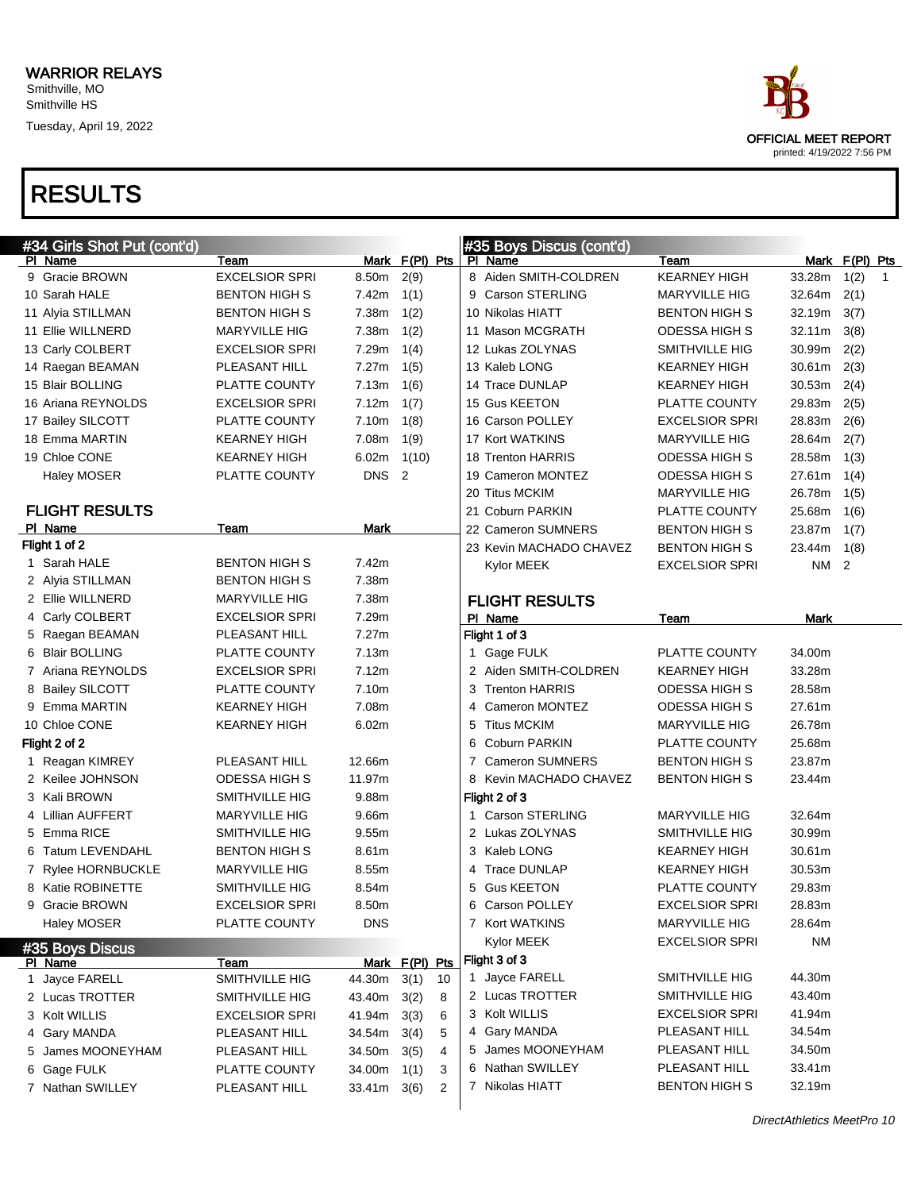WARRIOR RELAYS
Smithville, MO
Smithville HS
Tuesday, April 19, 2022

OFFICIAL MEET REPORT
printed: 4/19/2022 7:56 PM

# RESULTS

## #34 Girls Shot Put (cont'd)

| Pl | Name | Team | Mark | F(Pl) | Pts |
|---|---|---|---|---|---|
| 9 | Gracie BROWN | EXCELSIOR SPRI | 8.50m | 2(9) | |
| 10 | Sarah HALE | BENTON HIGH S | 7.42m | 1(1) | |
| 11 | Alyia STILLMAN | BENTON HIGH S | 7.38m | 1(2) | |
| 11 | Ellie WILLNERD | MARYVILLE HIG | 7.38m | 1(2) | |
| 13 | Carly COLBERT | EXCELSIOR SPRI | 7.29m | 1(4) | |
| 14 | Raegan BEAMAN | PLEASANT HILL | 7.27m | 1(5) | |
| 15 | Blair BOLLING | PLATTE COUNTY | 7.13m | 1(6) | |
| 16 | Ariana REYNOLDS | EXCELSIOR SPRI | 7.12m | 1(7) | |
| 17 | Bailey SILCOTT | PLATTE COUNTY | 7.10m | 1(8) | |
| 18 | Emma MARTIN | KEARNEY HIGH | 7.08m | 1(9) | |
| 19 | Chloe CONE | KEARNEY HIGH | 6.02m | 1(10) | |
| | Haley MOSER | PLATTE COUNTY | DNS | 2 | |

### FLIGHT RESULTS

| Pl | Name | Team | Mark |
|---|---|---|---|
| **Flight 1 of 2** | | | |
| 1 | Sarah HALE | BENTON HIGH S | 7.42m |
| 2 | Alyia STILLMAN | BENTON HIGH S | 7.38m |
| 2 | Ellie WILLNERD | MARYVILLE HIG | 7.38m |
| 4 | Carly COLBERT | EXCELSIOR SPRI | 7.29m |
| 5 | Raegan BEAMAN | PLEASANT HILL | 7.27m |
| 6 | Blair BOLLING | PLATTE COUNTY | 7.13m |
| 7 | Ariana REYNOLDS | EXCELSIOR SPRI | 7.12m |
| 8 | Bailey SILCOTT | PLATTE COUNTY | 7.10m |
| 9 | Emma MARTIN | KEARNEY HIGH | 7.08m |
| 10 | Chloe CONE | KEARNEY HIGH | 6.02m |
| **Flight 2 of 2** | | | |
| 1 | Reagan KIMREY | PLEASANT HILL | 12.66m |
| 2 | Keilee JOHNSON | ODESSA HIGH S | 11.97m |
| 3 | Kali BROWN | SMITHVILLE HIG | 9.88m |
| 4 | Lillian AUFFERT | MARYVILLE HIG | 9.66m |
| 5 | Emma RICE | SMITHVILLE HIG | 9.55m |
| 6 | Tatum LEVENDAHL | BENTON HIGH S | 8.61m |
| 7 | Rylee HORNBUCKLE | MARYVILLE HIG | 8.55m |
| 8 | Katie ROBINETTE | SMITHVILLE HIG | 8.54m |
| 9 | Gracie BROWN | EXCELSIOR SPRI | 8.50m |
| | Haley MOSER | PLATTE COUNTY | DNS |

## #35 Boys Discus

| Pl | Name | Team | Mark | F(Pl) | Pts |
|---|---|---|---|---|---|
| 1 | Jayce FARELL | SMITHVILLE HIG | 44.30m | 3(1) | 10 |
| 2 | Lucas TROTTER | SMITHVILLE HIG | 43.40m | 3(2) | 8 |
| 3 | Kolt WILLIS | EXCELSIOR SPRI | 41.94m | 3(3) | 6 |
| 4 | Gary MANDA | PLEASANT HILL | 34.54m | 3(4) | 5 |
| 5 | James MOONEYHAM | PLEASANT HILL | 34.50m | 3(5) | 4 |
| 6 | Gage FULK | PLATTE COUNTY | 34.00m | 1(1) | 3 |
| 7 | Nathan SWILLEY | PLEASANT HILL | 33.41m | 3(6) | 2 |
| 8 | Aiden SMITH-COLDREN | KEARNEY HIGH | 33.28m | 1(2) | 1 |
| 9 | Carson STERLING | MARYVILLE HIG | 32.64m | 2(1) | |
| 10 | Nikolas HIATT | BENTON HIGH S | 32.19m | 3(7) | |
| 11 | Mason MCGRATH | ODESSA HIGH S | 32.11m | 3(8) | |
| 12 | Lukas ZOLYNAS | SMITHVILLE HIG | 30.99m | 2(2) | |
| 13 | Kaleb LONG | KEARNEY HIGH | 30.61m | 2(3) | |
| 14 | Trace DUNLAP | KEARNEY HIGH | 30.53m | 2(4) | |
| 15 | Gus KEETON | PLATTE COUNTY | 29.83m | 2(5) | |
| 16 | Carson POLLEY | EXCELSIOR SPRI | 28.83m | 2(6) | |
| 17 | Kort WATKINS | MARYVILLE HIG | 28.64m | 2(7) | |
| 18 | Trenton HARRIS | ODESSA HIGH S | 28.58m | 1(3) | |
| 19 | Cameron MONTEZ | ODESSA HIGH S | 27.61m | 1(4) | |
| 20 | Titus MCKIM | MARYVILLE HIG | 26.78m | 1(5) | |
| 21 | Coburn PARKIN | PLATTE COUNTY | 25.68m | 1(6) | |
| 22 | Cameron SUMNERS | BENTON HIGH S | 23.87m | 1(7) | |
| 23 | Kevin MACHADO CHAVEZ | BENTON HIGH S | 23.44m | 1(8) | |
| | Kylor MEEK | EXCELSIOR SPRI | NM | 2 | |

### FLIGHT RESULTS

| Pl | Name | Team | Mark |
|---|---|---|---|
| **Flight 1 of 3** | | | |
| 1 | Gage FULK | PLATTE COUNTY | 34.00m |
| 2 | Aiden SMITH-COLDREN | KEARNEY HIGH | 33.28m |
| 3 | Trenton HARRIS | ODESSA HIGH S | 28.58m |
| 4 | Cameron MONTEZ | ODESSA HIGH S | 27.61m |
| 5 | Titus MCKIM | MARYVILLE HIG | 26.78m |
| 6 | Coburn PARKIN | PLATTE COUNTY | 25.68m |
| 7 | Cameron SUMNERS | BENTON HIGH S | 23.87m |
| 8 | Kevin MACHADO CHAVEZ | BENTON HIGH S | 23.44m |
| **Flight 2 of 3** | | | |
| 1 | Carson STERLING | MARYVILLE HIG | 32.64m |
| 2 | Lukas ZOLYNAS | SMITHVILLE HIG | 30.99m |
| 3 | Kaleb LONG | KEARNEY HIGH | 30.61m |
| 4 | Trace DUNLAP | KEARNEY HIGH | 30.53m |
| 5 | Gus KEETON | PLATTE COUNTY | 29.83m |
| 6 | Carson POLLEY | EXCELSIOR SPRI | 28.83m |
| 7 | Kort WATKINS | MARYVILLE HIG | 28.64m |
| | Kylor MEEK | EXCELSIOR SPRI | NM |
| **Flight 3 of 3** | | | |
| 1 | Jayce FARELL | SMITHVILLE HIG | 44.30m |
| 2 | Lucas TROTTER | SMITHVILLE HIG | 43.40m |
| 3 | Kolt WILLIS | EXCELSIOR SPRI | 41.94m |
| 4 | Gary MANDA | PLEASANT HILL | 34.54m |
| 5 | James MOONEYHAM | PLEASANT HILL | 34.50m |
| 6 | Nathan SWILLEY | PLEASANT HILL | 33.41m |
| 7 | Nikolas HIATT | BENTON HIGH S | 32.19m |

*DirectAthletics MeetPro 10*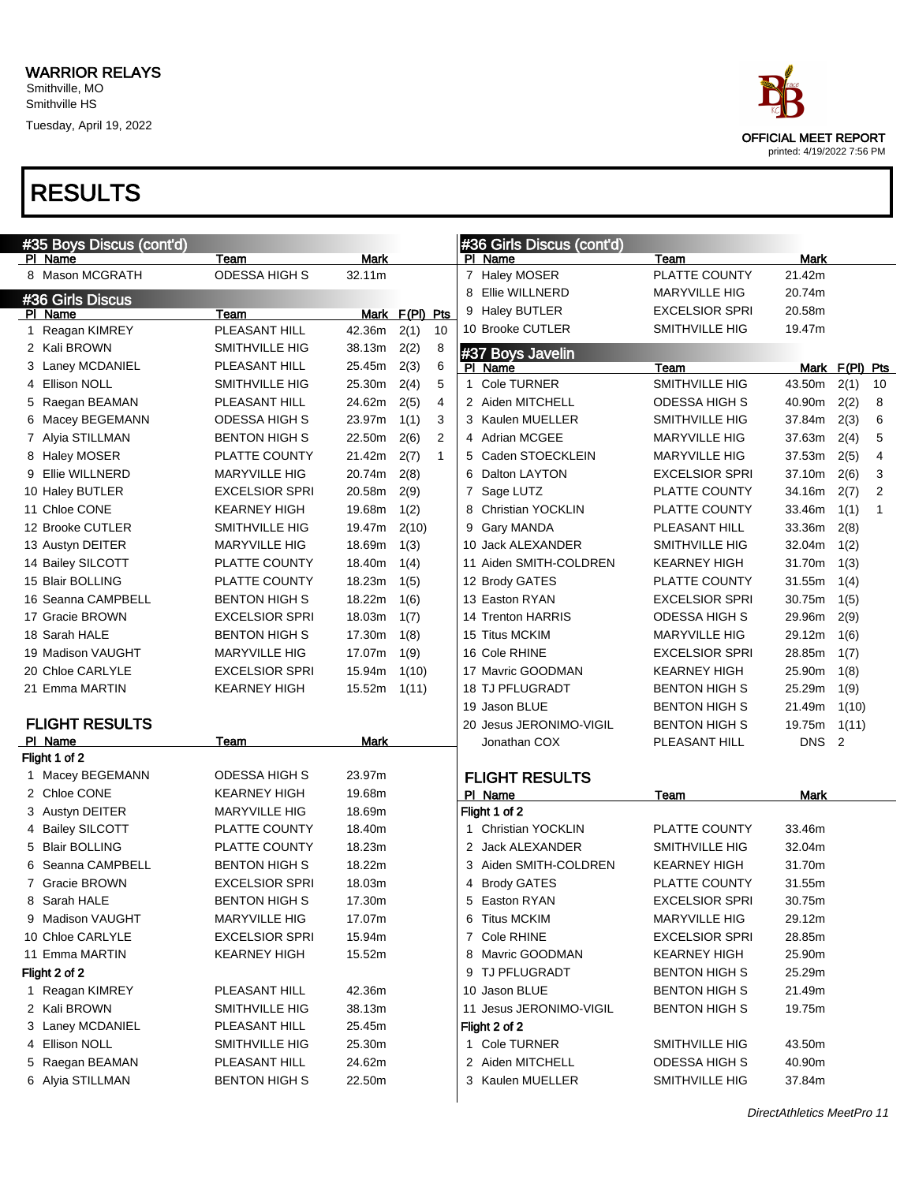# WARRIOR RELAYS

Smithville, MO
Smithville HS
Tuesday, April 19, 2022

OFFICIAL MEET REPORT
printed: 4/19/2022 7:56 PM

# RESULTS

## #35 Boys Discus (cont'd)

| Pl | Name | Team | Mark |
|---|---|---|---|
| 8 | Mason MCGRATH | ODESSA HIGH S | 32.11m |

## #36 Girls Discus

| Pl | Name | Team | Mark | F(Pl) | Pts |
|---|---|---|---|---|---|
| 1 | Reagan KIMREY | PLEASANT HILL | 42.36m | 2(1) | 10 |
| 2 | Kali BROWN | SMITHVILLE HIG | 38.13m | 2(2) | 8 |
| 3 | Laney MCDANIEL | PLEASANT HILL | 25.45m | 2(3) | 6 |
| 4 | Ellison NOLL | SMITHVILLE HIG | 25.30m | 2(4) | 5 |
| 5 | Raegan BEAMAN | PLEASANT HILL | 24.62m | 2(5) | 4 |
| 6 | Macey BEGEMANN | ODESSA HIGH S | 23.97m | 1(1) | 3 |
| 7 | Alyia STILLMAN | BENTON HIGH S | 22.50m | 2(6) | 2 |
| 8 | Haley MOSER | PLATTE COUNTY | 21.42m | 2(7) | 1 |
| 9 | Ellie WILLNERD | MARYVILLE HIG | 20.74m | 2(8) | |
| 10 | Haley BUTLER | EXCELSIOR SPRI | 20.58m | 2(9) | |
| 11 | Chloe CONE | KEARNEY HIGH | 19.68m | 1(2) | |
| 12 | Brooke CUTLER | SMITHVILLE HIG | 19.47m | 2(10) | |
| 13 | Austyn DEITER | MARYVILLE HIG | 18.69m | 1(3) | |
| 14 | Bailey SILCOTT | PLATTE COUNTY | 18.40m | 1(4) | |
| 15 | Blair BOLLING | PLATTE COUNTY | 18.23m | 1(5) | |
| 16 | Seanna CAMPBELL | BENTON HIGH S | 18.22m | 1(6) | |
| 17 | Gracie BROWN | EXCELSIOR SPRI | 18.03m | 1(7) | |
| 18 | Sarah HALE | BENTON HIGH S | 17.30m | 1(8) | |
| 19 | Madison VAUGHT | MARYVILLE HIG | 17.07m | 1(9) | |
| 20 | Chloe CARLYLE | EXCELSIOR SPRI | 15.94m | 1(10) | |
| 21 | Emma MARTIN | KEARNEY HIGH | 15.52m | 1(11) | |

### FLIGHT RESULTS

| Pl | Name | Team | Mark |
|---|---|---|---|
| **Flight 1 of 2** | | | |
| 1 | Macey BEGEMANN | ODESSA HIGH S | 23.97m |
| 2 | Chloe CONE | KEARNEY HIGH | 19.68m |
| 3 | Austyn DEITER | MARYVILLE HIG | 18.69m |
| 4 | Bailey SILCOTT | PLATTE COUNTY | 18.40m |
| 5 | Blair BOLLING | PLATTE COUNTY | 18.23m |
| 6 | Seanna CAMPBELL | BENTON HIGH S | 18.22m |
| 7 | Gracie BROWN | EXCELSIOR SPRI | 18.03m |
| 8 | Sarah HALE | BENTON HIGH S | 17.30m |
| 9 | Madison VAUGHT | MARYVILLE HIG | 17.07m |
| 10 | Chloe CARLYLE | EXCELSIOR SPRI | 15.94m |
| 11 | Emma MARTIN | KEARNEY HIGH | 15.52m |
| **Flight 2 of 2** | | | |
| 1 | Reagan KIMREY | PLEASANT HILL | 42.36m |
| 2 | Kali BROWN | SMITHVILLE HIG | 38.13m |
| 3 | Laney MCDANIEL | PLEASANT HILL | 25.45m |
| 4 | Ellison NOLL | SMITHVILLE HIG | 25.30m |
| 5 | Raegan BEAMAN | PLEASANT HILL | 24.62m |
| 6 | Alyia STILLMAN | BENTON HIGH S | 22.50m |
| 7 | Haley MOSER | PLATTE COUNTY | 21.42m |
| 8 | Ellie WILLNERD | MARYVILLE HIG | 20.74m |
| 9 | Haley BUTLER | EXCELSIOR SPRI | 20.58m |
| 10 | Brooke CUTLER | SMITHVILLE HIG | 19.47m |

## #37 Boys Javelin

| Pl | Name | Team | Mark | F(Pl) | Pts |
|---|---|---|---|---|---|
| 1 | Cole TURNER | SMITHVILLE HIG | 43.50m | 2(1) | 10 |
| 2 | Aiden MITCHELL | ODESSA HIGH S | 40.90m | 2(2) | 8 |
| 3 | Kaulen MUELLER | SMITHVILLE HIG | 37.84m | 2(3) | 6 |
| 4 | Adrian MCGEE | MARYVILLE HIG | 37.63m | 2(4) | 5 |
| 5 | Caden STOECKLEIN | MARYVILLE HIG | 37.53m | 2(5) | 4 |
| 6 | Dalton LAYTON | EXCELSIOR SPRI | 37.10m | 2(6) | 3 |
| 7 | Sage LUTZ | PLATTE COUNTY | 34.16m | 2(7) | 2 |
| 8 | Christian YOCKLIN | PLATTE COUNTY | 33.46m | 1(1) | 1 |
| 9 | Gary MANDA | PLEASANT HILL | 33.36m | 2(8) | |
| 10 | Jack ALEXANDER | SMITHVILLE HIG | 32.04m | 1(2) | |
| 11 | Aiden SMITH-COLDREN | KEARNEY HIGH | 31.70m | 1(3) | |
| 12 | Brody GATES | PLATTE COUNTY | 31.55m | 1(4) | |
| 13 | Easton RYAN | EXCELSIOR SPRI | 30.75m | 1(5) | |
| 14 | Trenton HARRIS | ODESSA HIGH S | 29.96m | 2(9) | |
| 15 | Titus MCKIM | MARYVILLE HIG | 29.12m | 1(6) | |
| 16 | Cole RHINE | EXCELSIOR SPRI | 28.85m | 1(7) | |
| 17 | Mavric GOODMAN | KEARNEY HIGH | 25.90m | 1(8) | |
| 18 | TJ PFLUGRADT | BENTON HIGH S | 25.29m | 1(9) | |
| 19 | Jason BLUE | BENTON HIGH S | 21.49m | 1(10) | |
| 20 | Jesus JERONIMO-VIGIL | BENTON HIGH S | 19.75m | 1(11) | |
| | Jonathan COX | PLEASANT HILL | DNS | 2 | |

### FLIGHT RESULTS

| Pl | Name | Team | Mark |
|---|---|---|---|
| **Flight 1 of 2** | | | |
| 1 | Christian YOCKLIN | PLATTE COUNTY | 33.46m |
| 2 | Jack ALEXANDER | SMITHVILLE HIG | 32.04m |
| 3 | Aiden SMITH-COLDREN | KEARNEY HIGH | 31.70m |
| 4 | Brody GATES | PLATTE COUNTY | 31.55m |
| 5 | Easton RYAN | EXCELSIOR SPRI | 30.75m |
| 6 | Titus MCKIM | MARYVILLE HIG | 29.12m |
| 7 | Cole RHINE | EXCELSIOR SPRI | 28.85m |
| 8 | Mavric GOODMAN | KEARNEY HIGH | 25.90m |
| 9 | TJ PFLUGRADT | BENTON HIGH S | 25.29m |
| 10 | Jason BLUE | BENTON HIGH S | 21.49m |
| 11 | Jesus JERONIMO-VIGIL | BENTON HIGH S | 19.75m |
| **Flight 2 of 2** | | | |
| 1 | Cole TURNER | SMITHVILLE HIG | 43.50m |
| 2 | Aiden MITCHELL | ODESSA HIGH S | 40.90m |
| 3 | Kaulen MUELLER | SMITHVILLE HIG | 37.84m |

*DirectAthletics MeetPro 11*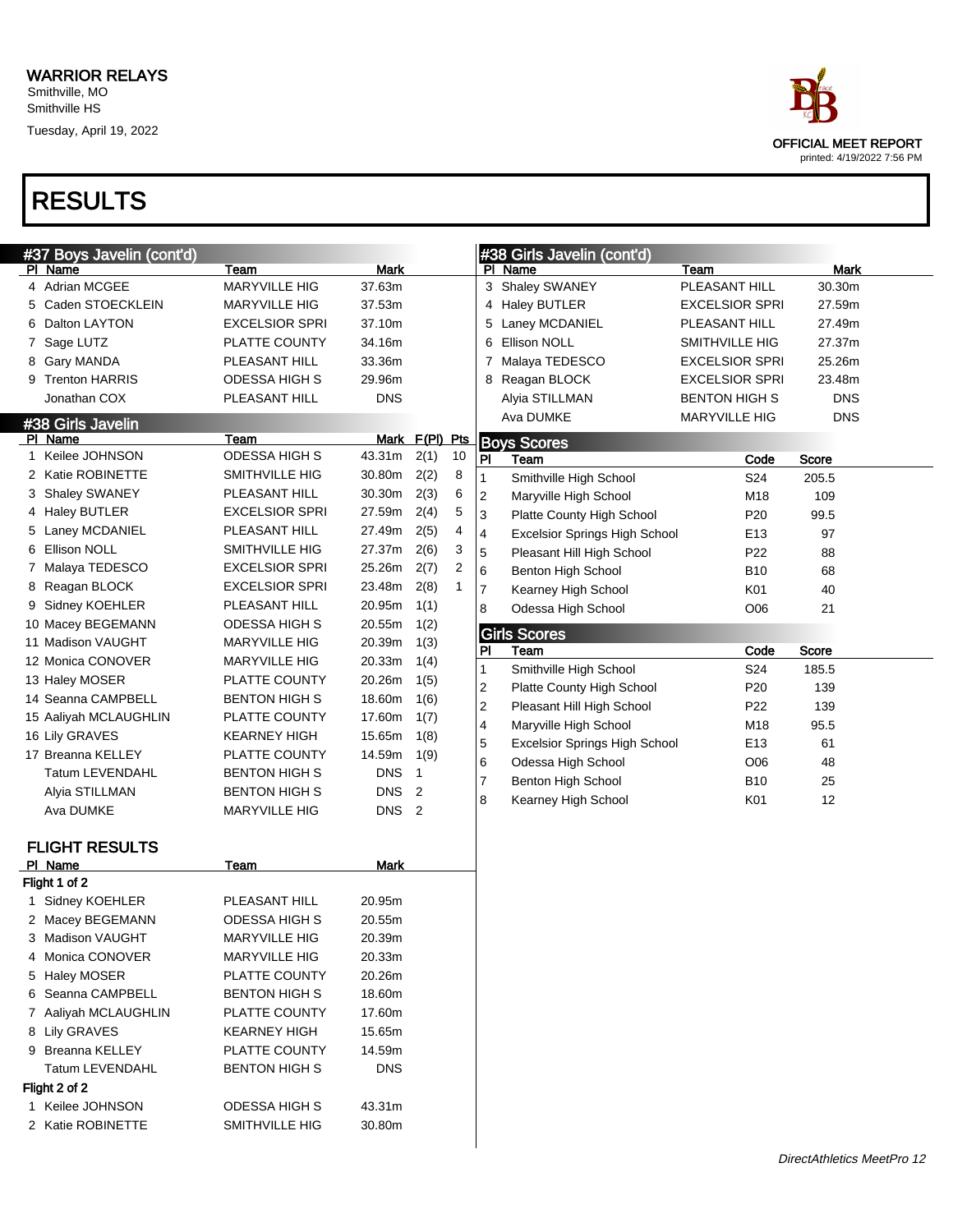WARRIOR RELAYS
Smithville, MO
Smithville HS
Tuesday, April 19, 2022

OFFICIAL MEET REPORT
printed: 4/19/2022 7:56 PM

# RESULTS

## #37 Boys Javelin (cont'd)

| Pl | Name | Team | Mark |
|---|---|---|---|
| 4 | Adrian MCGEE | MARYVILLE HIG | 37.63m |
| 5 | Caden STOECKLEIN | MARYVILLE HIG | 37.53m |
| 6 | Dalton LAYTON | EXCELSIOR SPRI | 37.10m |
| 7 | Sage LUTZ | PLATTE COUNTY | 34.16m |
| 8 | Gary MANDA | PLEASANT HILL | 33.36m |
| 9 | Trenton HARRIS | ODESSA HIGH S | 29.96m |
| | Jonathan COX | PLEASANT HILL | DNS |

## #38 Girls Javelin

| Pl | Name | Team | Mark | F(Pl) | Pts |
|---|---|---|---|---|---|
| 1 | Keilee JOHNSON | ODESSA HIGH S | 43.31m | 2(1) | 10 |
| 2 | Katie ROBINETTE | SMITHVILLE HIG | 30.80m | 2(2) | 8 |
| 3 | Shaley SWANEY | PLEASANT HILL | 30.30m | 2(3) | 6 |
| 4 | Haley BUTLER | EXCELSIOR SPRI | 27.59m | 2(4) | 5 |
| 5 | Laney MCDANIEL | PLEASANT HILL | 27.49m | 2(5) | 4 |
| 6 | Ellison NOLL | SMITHVILLE HIG | 27.37m | 2(6) | 3 |
| 7 | Malaya TEDESCO | EXCELSIOR SPRI | 25.26m | 2(7) | 2 |
| 8 | Reagan BLOCK | EXCELSIOR SPRI | 23.48m | 2(8) | 1 |
| 9 | Sidney KOEHLER | PLEASANT HILL | 20.95m | 1(1) | |
| 10 | Macey BEGEMANN | ODESSA HIGH S | 20.55m | 1(2) | |
| 11 | Madison VAUGHT | MARYVILLE HIG | 20.39m | 1(3) | |
| 12 | Monica CONOVER | MARYVILLE HIG | 20.33m | 1(4) | |
| 13 | Haley MOSER | PLATTE COUNTY | 20.26m | 1(5) | |
| 14 | Seanna CAMPBELL | BENTON HIGH S | 18.60m | 1(6) | |
| 15 | Aaliyah MCLAUGHLIN | PLATTE COUNTY | 17.60m | 1(7) | |
| 16 | Lily GRAVES | KEARNEY HIGH | 15.65m | 1(8) | |
| 17 | Breanna KELLEY | PLATTE COUNTY | 14.59m | 1(9) | |
| | Tatum LEVENDAHL | BENTON HIGH S | DNS | 1 | |
| | Alyia STILLMAN | BENTON HIGH S | DNS | 2 | |
| | Ava DUMKE | MARYVILLE HIG | DNS | 2 | |

### FLIGHT RESULTS

| Pl | Name | Team | Mark |
|---|---|---|---|
| **Flight 1 of 2** | | | |
| 1 | Sidney KOEHLER | PLEASANT HILL | 20.95m |
| 2 | Macey BEGEMANN | ODESSA HIGH S | 20.55m |
| 3 | Madison VAUGHT | MARYVILLE HIG | 20.39m |
| 4 | Monica CONOVER | MARYVILLE HIG | 20.33m |
| 5 | Haley MOSER | PLATTE COUNTY | 20.26m |
| 6 | Seanna CAMPBELL | BENTON HIGH S | 18.60m |
| 7 | Aaliyah MCLAUGHLIN | PLATTE COUNTY | 17.60m |
| 8 | Lily GRAVES | KEARNEY HIGH | 15.65m |
| 9 | Breanna KELLEY | PLATTE COUNTY | 14.59m |
| | Tatum LEVENDAHL | BENTON HIGH S | DNS |
| **Flight 2 of 2** | | | |
| 1 | Keilee JOHNSON | ODESSA HIGH S | 43.31m |
| 2 | Katie ROBINETTE | SMITHVILLE HIG | 30.80m |
| 3 | Shaley SWANEY | PLEASANT HILL | 30.30m |
| 4 | Haley BUTLER | EXCELSIOR SPRI | 27.59m |
| 5 | Laney MCDANIEL | PLEASANT HILL | 27.49m |
| 6 | Ellison NOLL | SMITHVILLE HIG | 27.37m |
| 7 | Malaya TEDESCO | EXCELSIOR SPRI | 25.26m |
| 8 | Reagan BLOCK | EXCELSIOR SPRI | 23.48m |
| | Alyia STILLMAN | BENTON HIGH S | DNS |
| | Ava DUMKE | MARYVILLE HIG | DNS |

## Boys Scores

| Pl | Team | Code | Score |
|---|---|---|---|
| 1 | Smithville High School | S24 | 205.5 |
| 2 | Maryville High School | M18 | 109 |
| 3 | Platte County High School | P20 | 99.5 |
| 4 | Excelsior Springs High School | E13 | 97 |
| 5 | Pleasant Hill High School | P22 | 88 |
| 6 | Benton High School | B10 | 68 |
| 7 | Kearney High School | K01 | 40 |
| 8 | Odessa High School | O06 | 21 |

## Girls Scores

| Pl | Team | Code | Score |
|---|---|---|---|
| 1 | Smithville High School | S24 | 185.5 |
| 2 | Platte County High School | P20 | 139 |
| 2 | Pleasant Hill High School | P22 | 139 |
| 4 | Maryville High School | M18 | 95.5 |
| 5 | Excelsior Springs High School | E13 | 61 |
| 6 | Odessa High School | O06 | 48 |
| 7 | Benton High School | B10 | 25 |
| 8 | Kearney High School | K01 | 12 |

*DirectAthletics MeetPro 12*